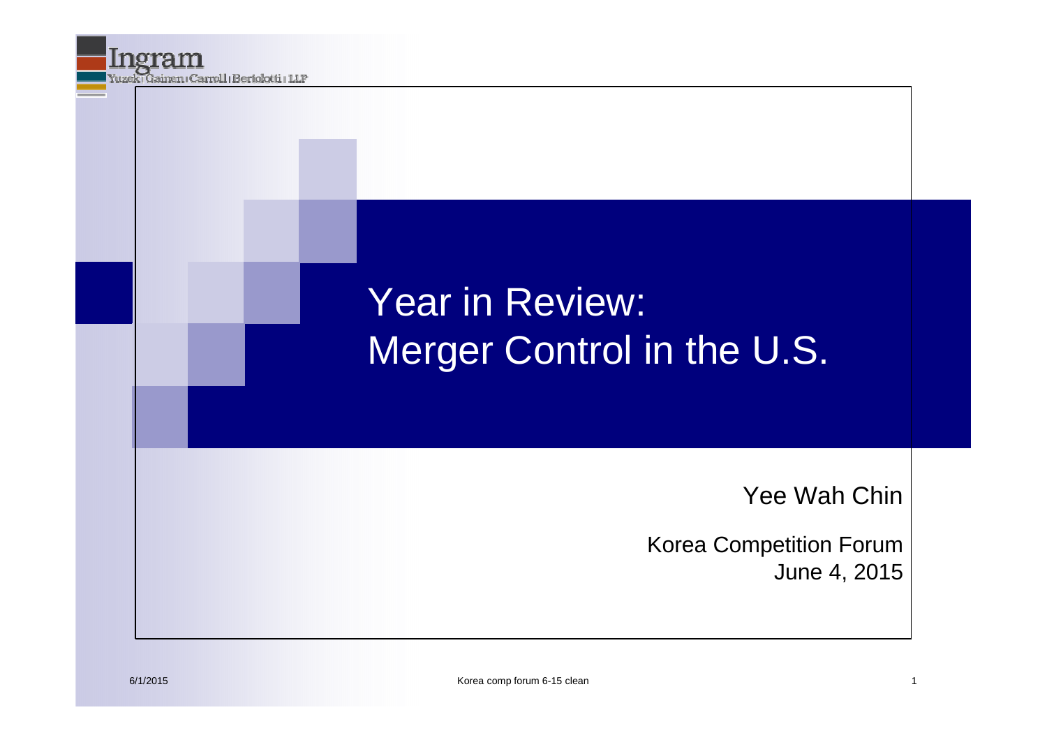# Year in Review: Merger Control in the U.S.

Yee Wah Chin

Korea Competition Forum
June 4, 2015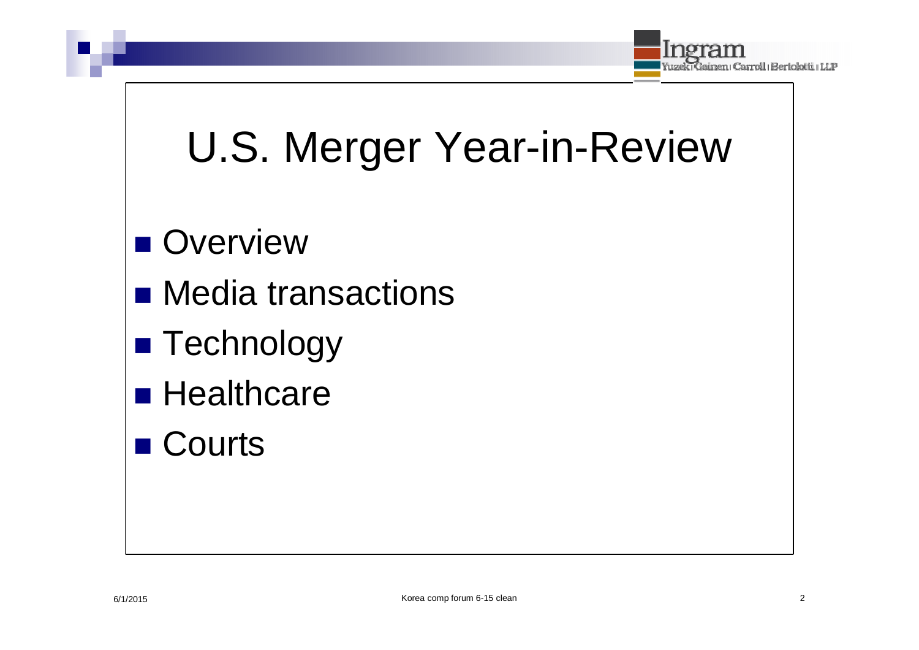# U.S. Merger Year-in-Review

- Overview
- Media transactions
- Technology
- Healthcare
- Courts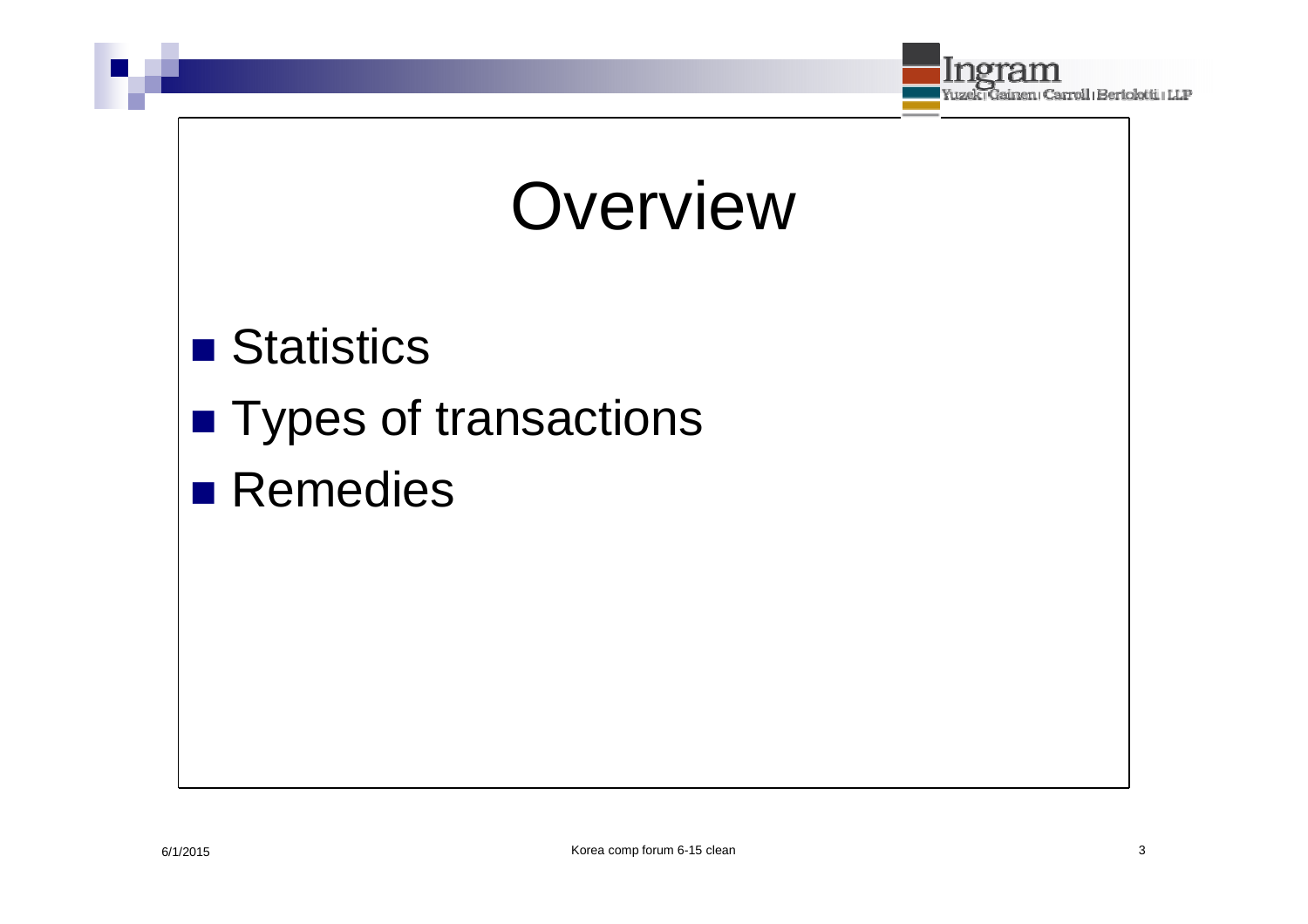# Overview

- Statistics
- Types of transactions
- Remedies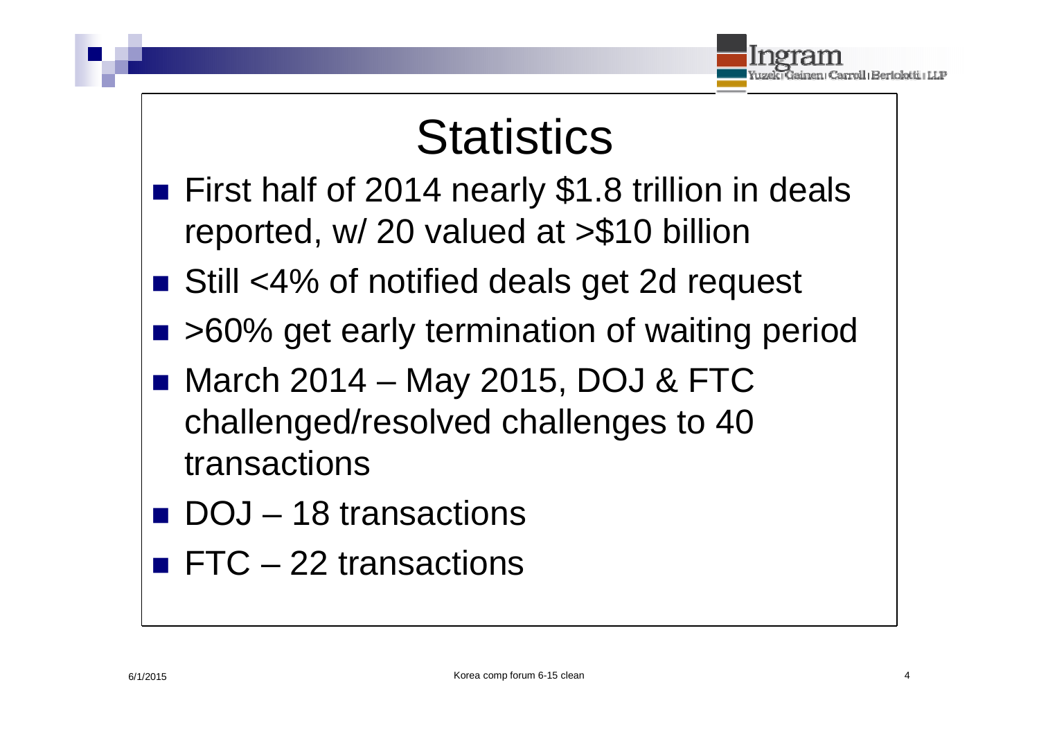# Statistics

- First half of 2014 nearly $1.8 trillion in deals reported, w/ 20 valued at >$10 billion
- Still <4% of notified deals get 2d request
- >60% get early termination of waiting period
- March 2014 – May 2015, DOJ & FTC challenged/resolved challenges to 40 transactions
- DOJ – 18 transactions
- FTC – 22 transactions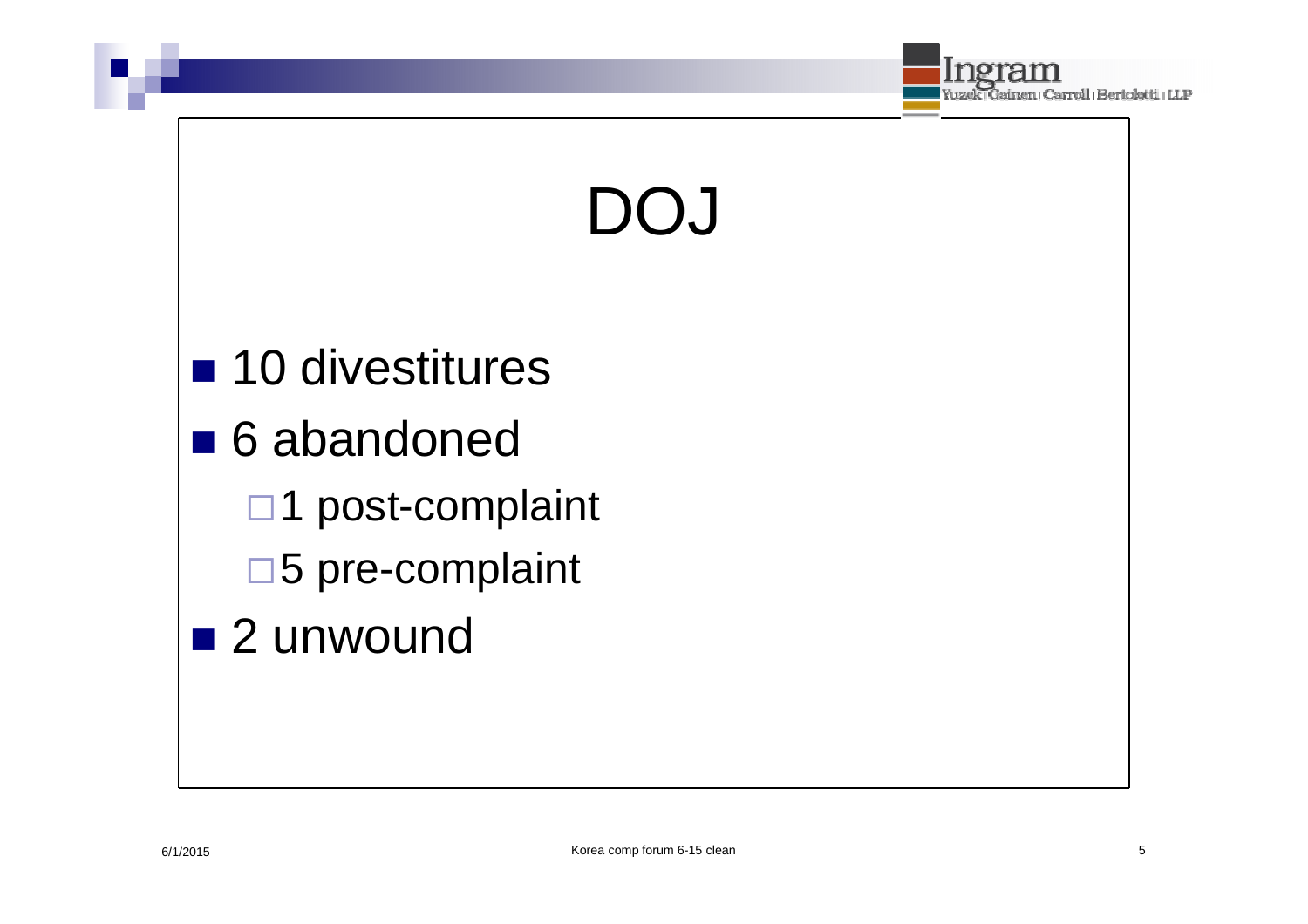# DOJ

- 10 divestitures
- 6 abandoned
  - 1 post-complaint
  - 5 pre-complaint
- 2 unwound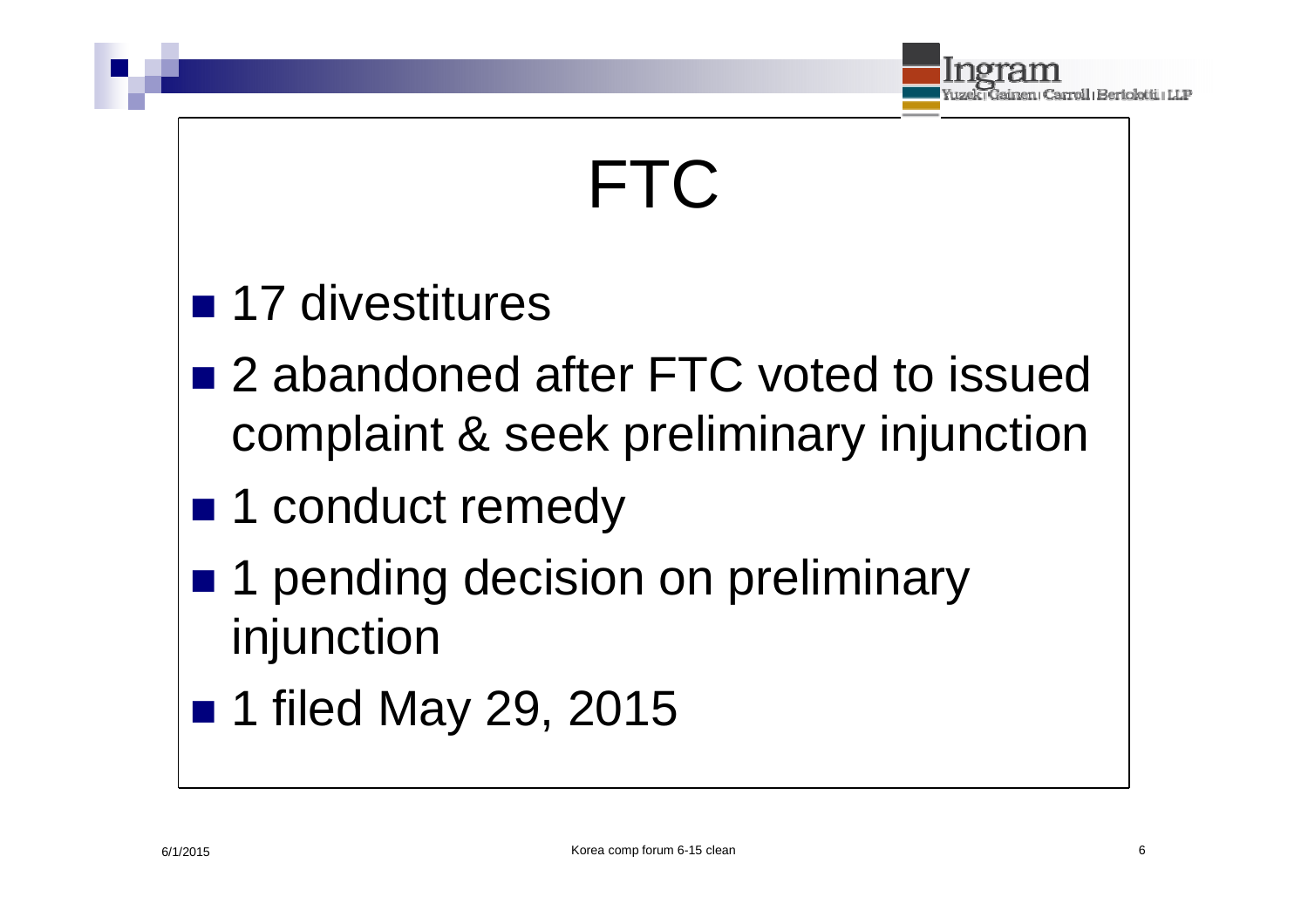# FTC

- 17 divestitures
- 2 abandoned after FTC voted to issued complaint & seek preliminary injunction
- 1 conduct remedy
- 1 pending decision on preliminary injunction
- 1 filed May 29, 2015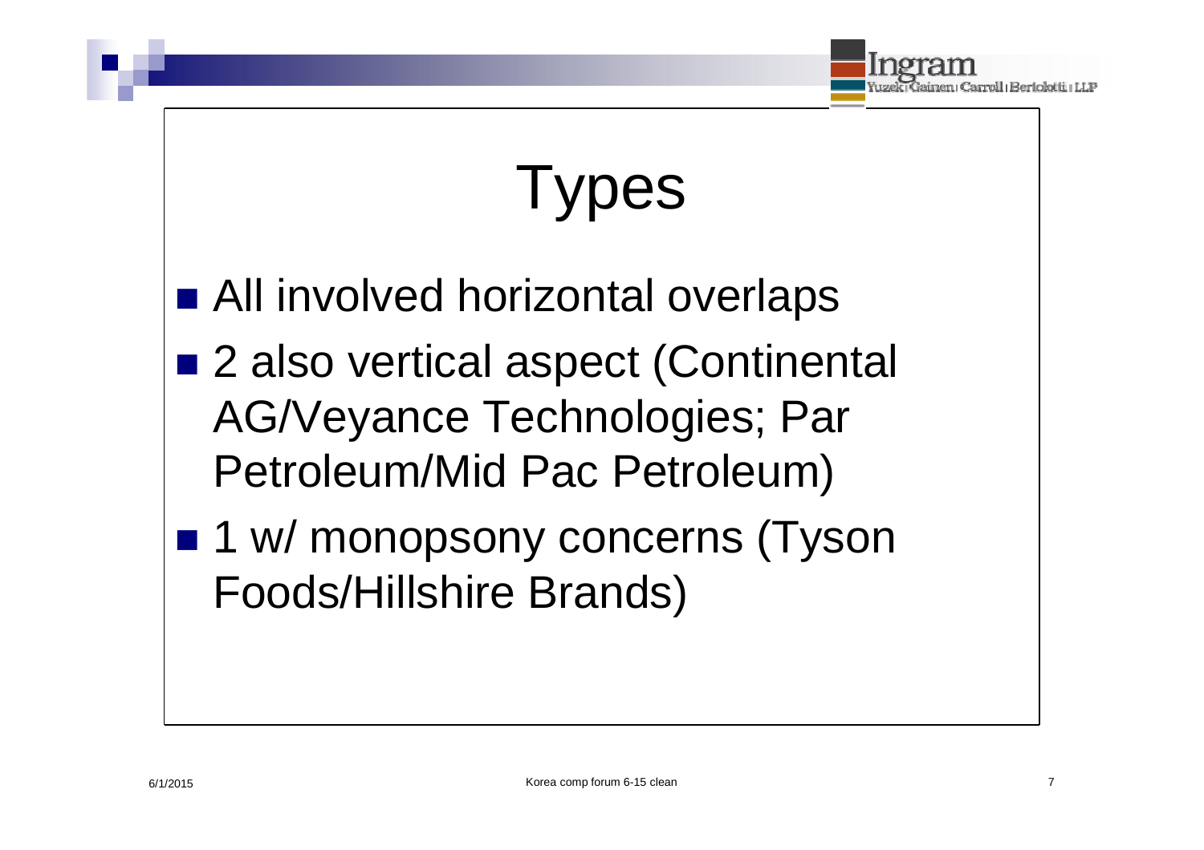# Types

- All involved horizontal overlaps
- 2 also vertical aspect (Continental AG/Veyance Technologies; Par Petroleum/Mid Pac Petroleum)
- 1 w/ monopsony concerns (Tyson Foods/Hillshire Brands)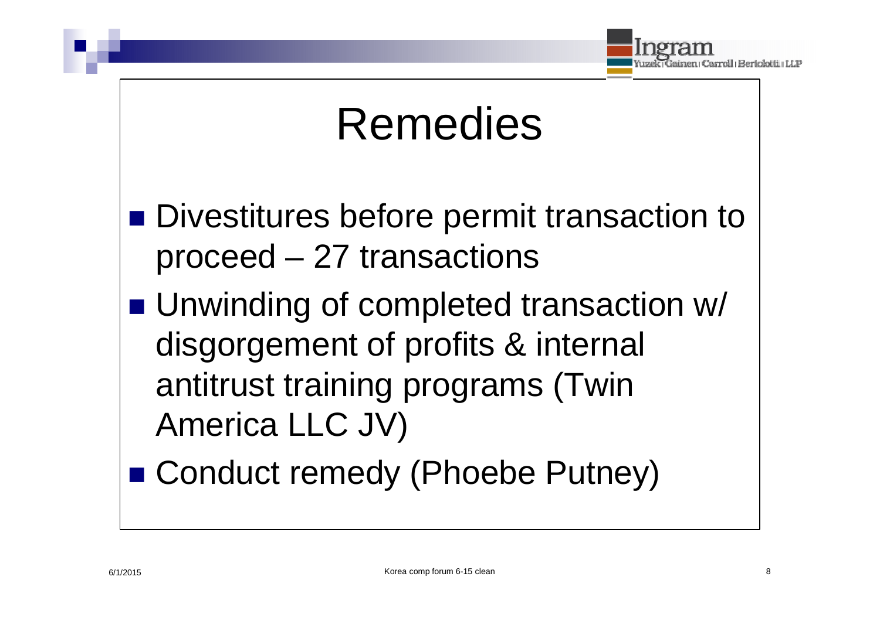# Remedies

- Divestitures before permit transaction to proceed – 27 transactions
- Unwinding of completed transaction w/ disgorgement of profits & internal antitrust training programs (Twin America LLC JV)
- Conduct remedy (Phoebe Putney)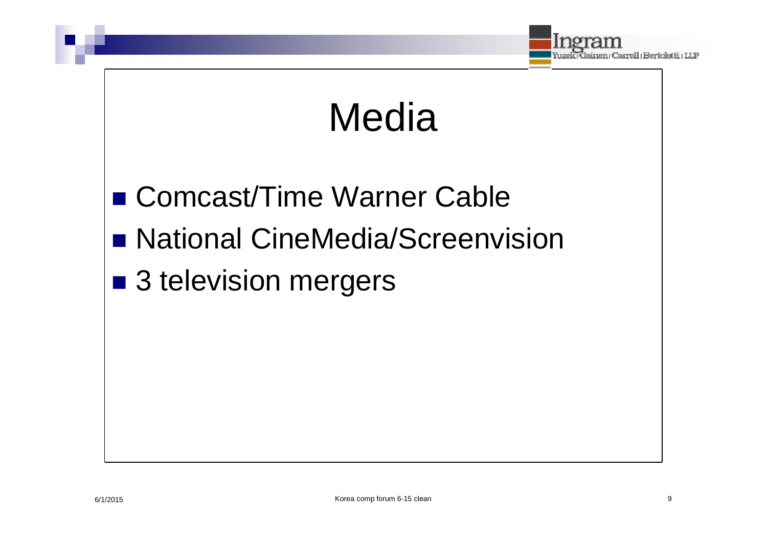# Media

- Comcast/Time Warner Cable
- National CineMedia/Screenvision
- 3 television mergers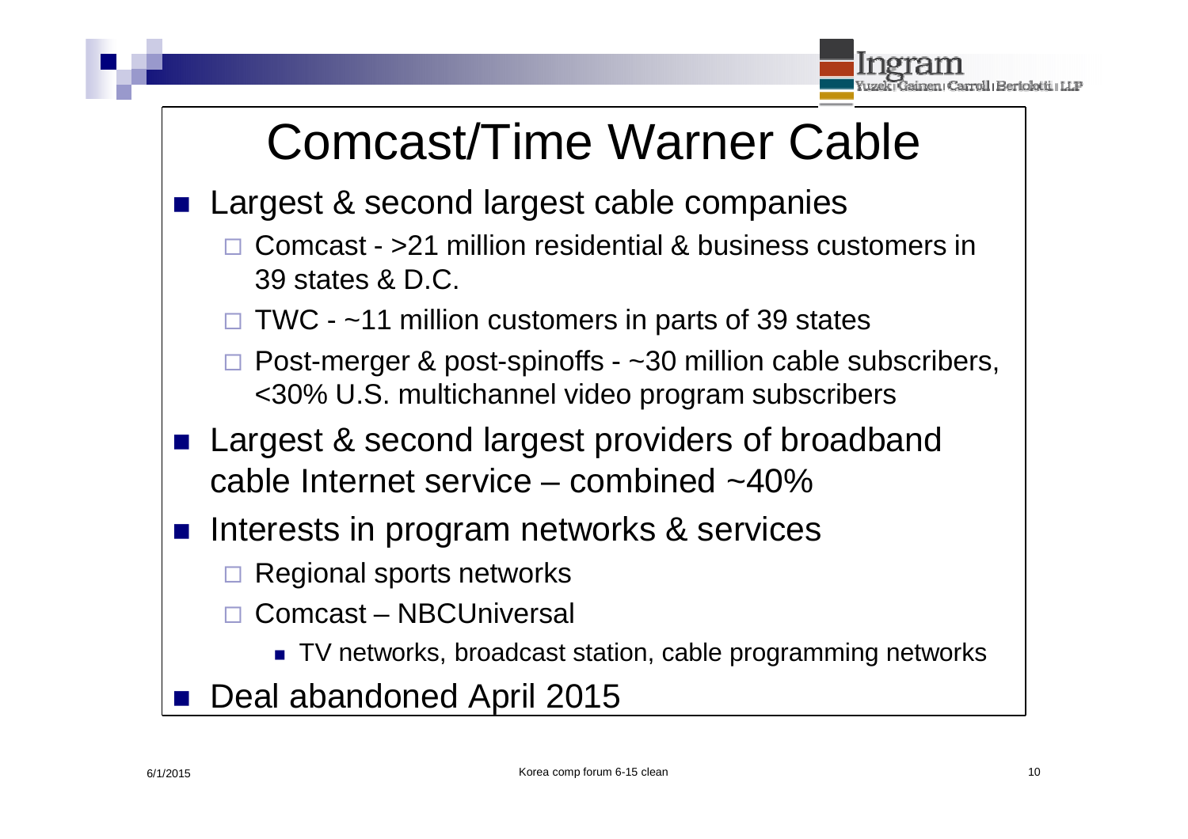# Comcast/Time Warner Cable

- Largest & second largest cable companies
  - Comcast - >21 million residential & business customers in 39 states & D.C.
  - TWC - ~11 million customers in parts of 39 states
  - Post-merger & post-spinoffs - ~30 million cable subscribers, <30% U.S. multichannel video program subscribers
- Largest & second largest providers of broadband cable Internet service – combined ~40%
- Interests in program networks & services
  - Regional sports networks
  - Comcast – NBCUniversal
    - TV networks, broadcast station, cable programming networks
- Deal abandoned April 2015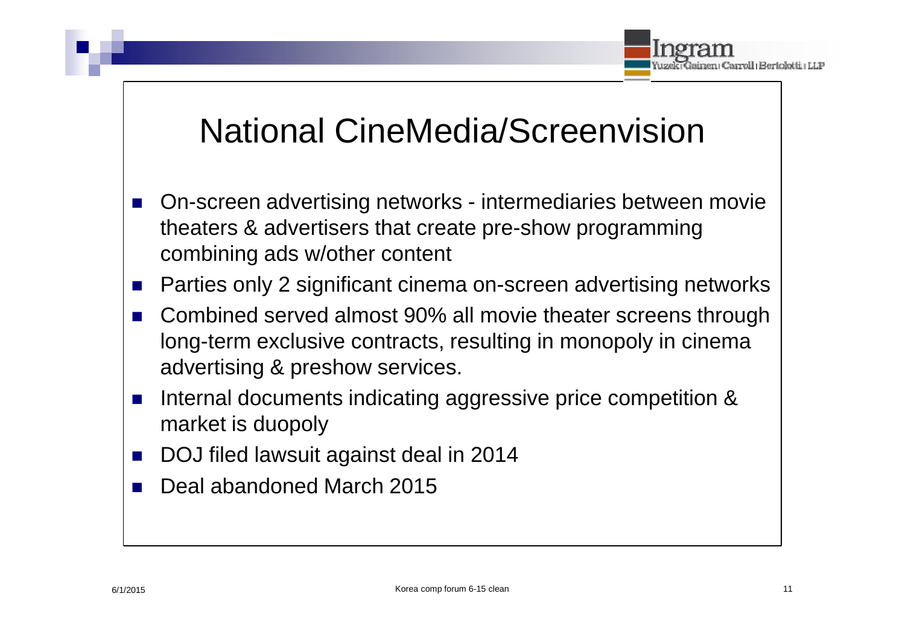# National CineMedia/Screenvision

- On-screen advertising networks - intermediaries between movie theaters & advertisers that create pre-show programming combining ads w/other content
- Parties only 2 significant cinema on-screen advertising networks
- Combined served almost 90% all movie theater screens through long-term exclusive contracts, resulting in monopoly in cinema advertising & preshow services.
- Internal documents indicating aggressive price competition & market is duopoly
- DOJ filed lawsuit against deal in 2014
- Deal abandoned March 2015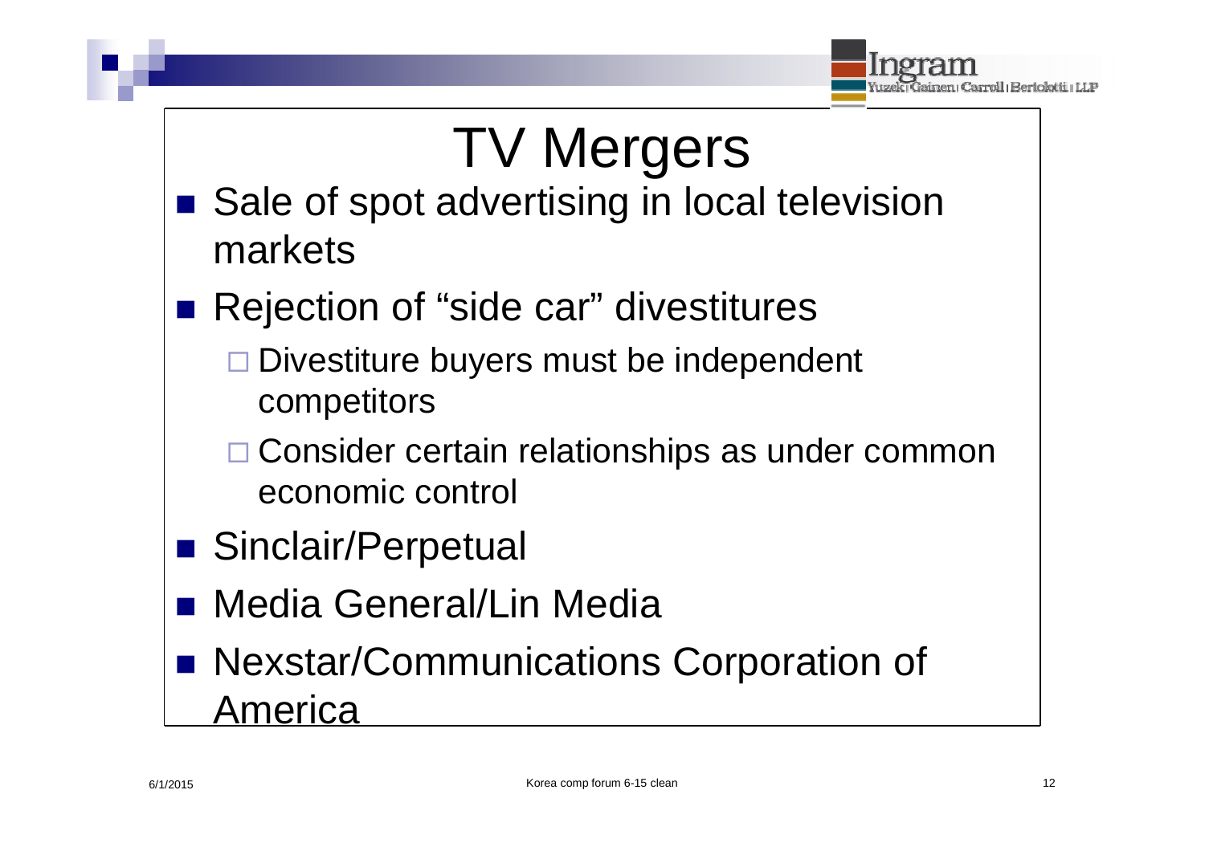# TV Mergers

- Sale of spot advertising in local television markets
- Rejection of "side car" divestitures
  - Divestiture buyers must be independent competitors
  - Consider certain relationships as under common economic control
- Sinclair/Perpetual
- Media General/Lin Media
- Nexstar/Communications Corporation of America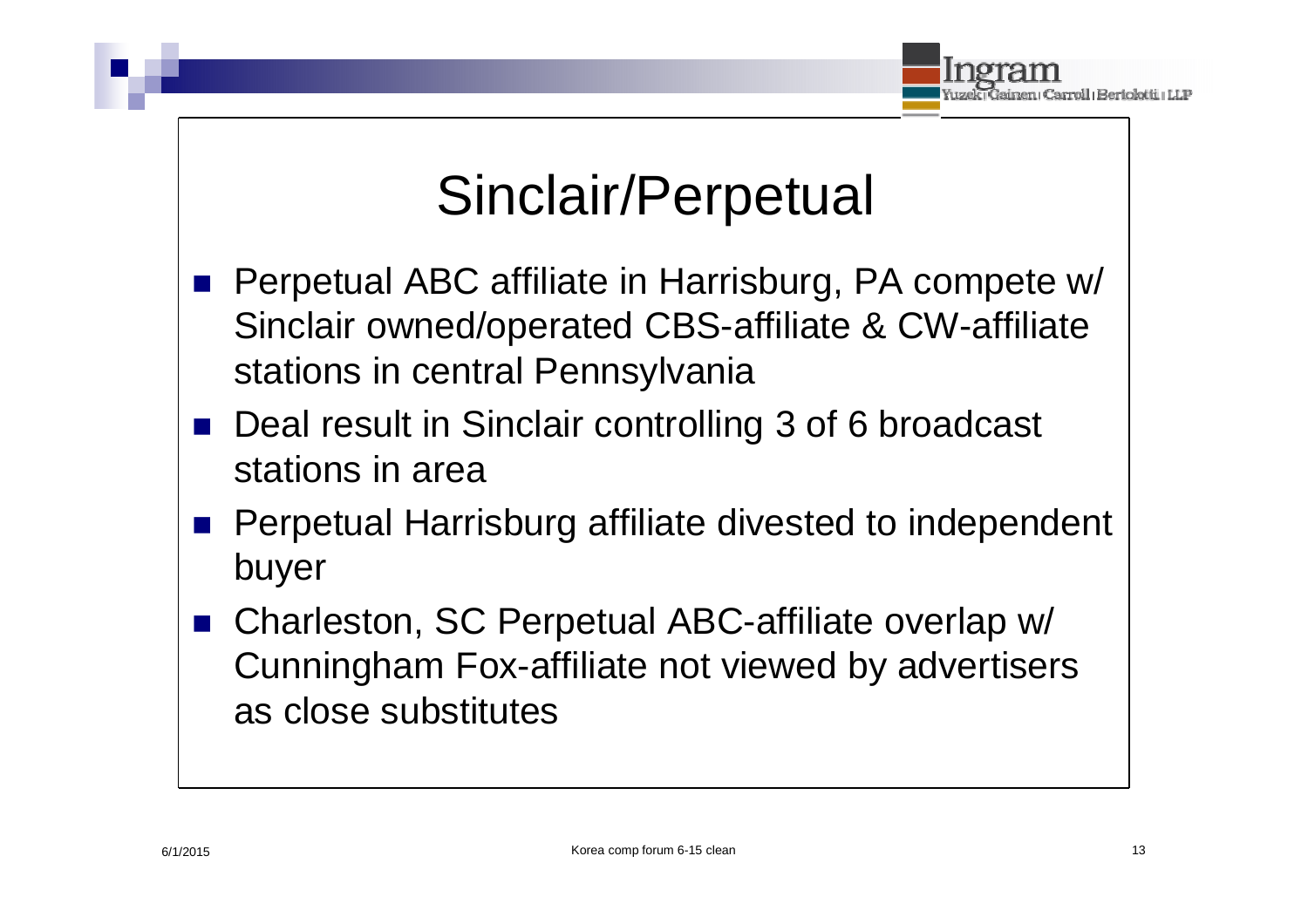# Sinclair/Perpetual

- Perpetual ABC affiliate in Harrisburg, PA compete w/ Sinclair owned/operated CBS-affiliate & CW-affiliate stations in central Pennsylvania
- Deal result in Sinclair controlling 3 of 6 broadcast stations in area
- Perpetual Harrisburg affiliate divested to independent buyer
- Charleston, SC Perpetual ABC-affiliate overlap w/ Cunningham Fox-affiliate not viewed by advertisers as close substitutes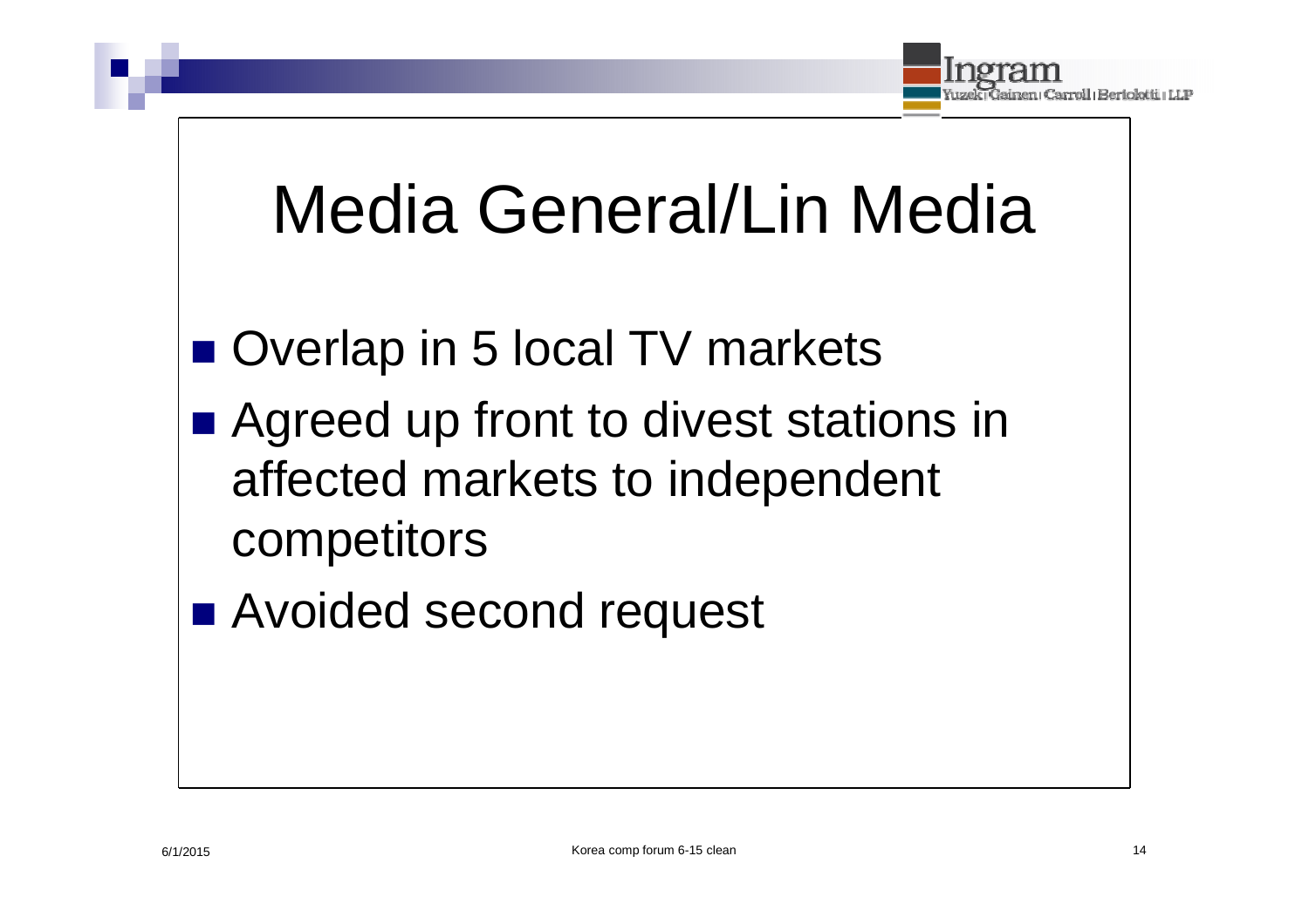# Media General/Lin Media

- Overlap in 5 local TV markets
- Agreed up front to divest stations in affected markets to independent competitors
- Avoided second request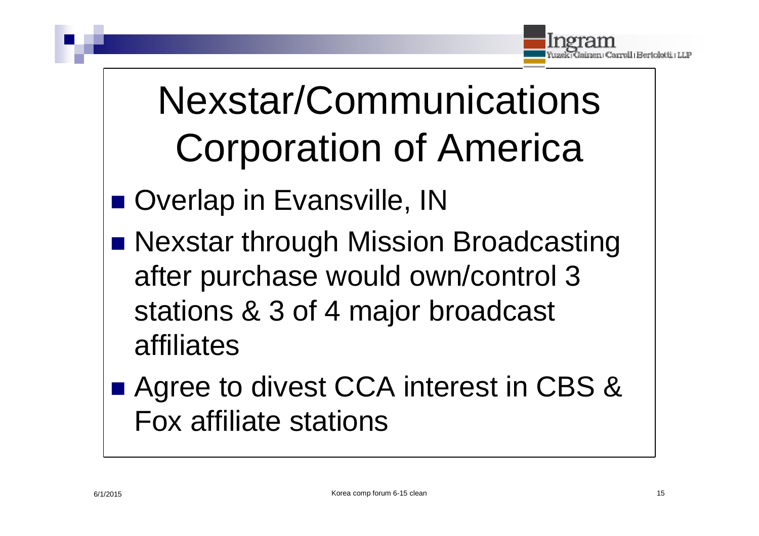# Nexstar/Communications Corporation of America

- Overlap in Evansville, IN
- Nexstar through Mission Broadcasting after purchase would own/control 3 stations & 3 of 4 major broadcast affiliates
- Agree to divest CCA interest in CBS & Fox affiliate stations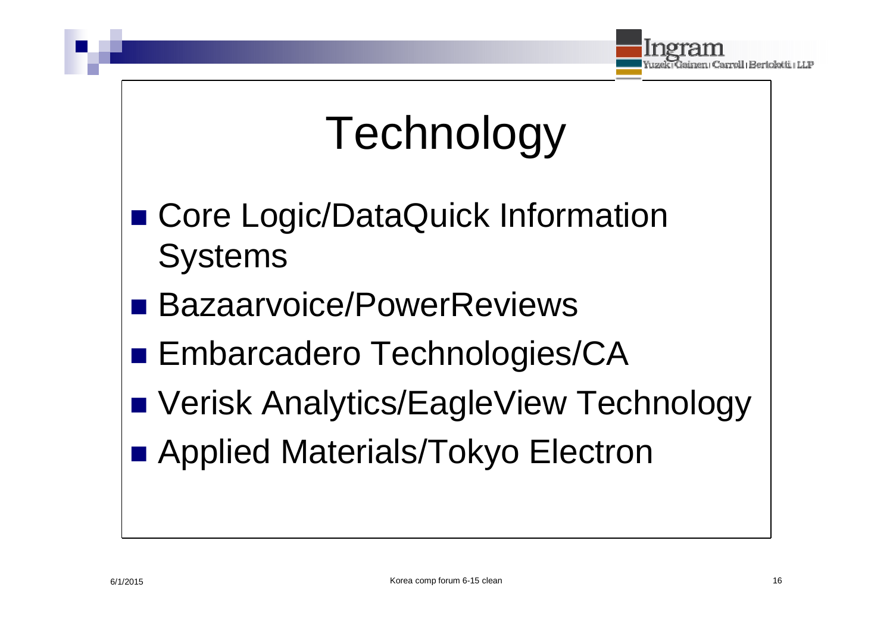# Technology

- Core Logic/DataQuick Information Systems
- Bazaarvoice/PowerReviews
- Embarcadero Technologies/CA
- Verisk Analytics/EagleView Technology
- Applied Materials/Tokyo Electron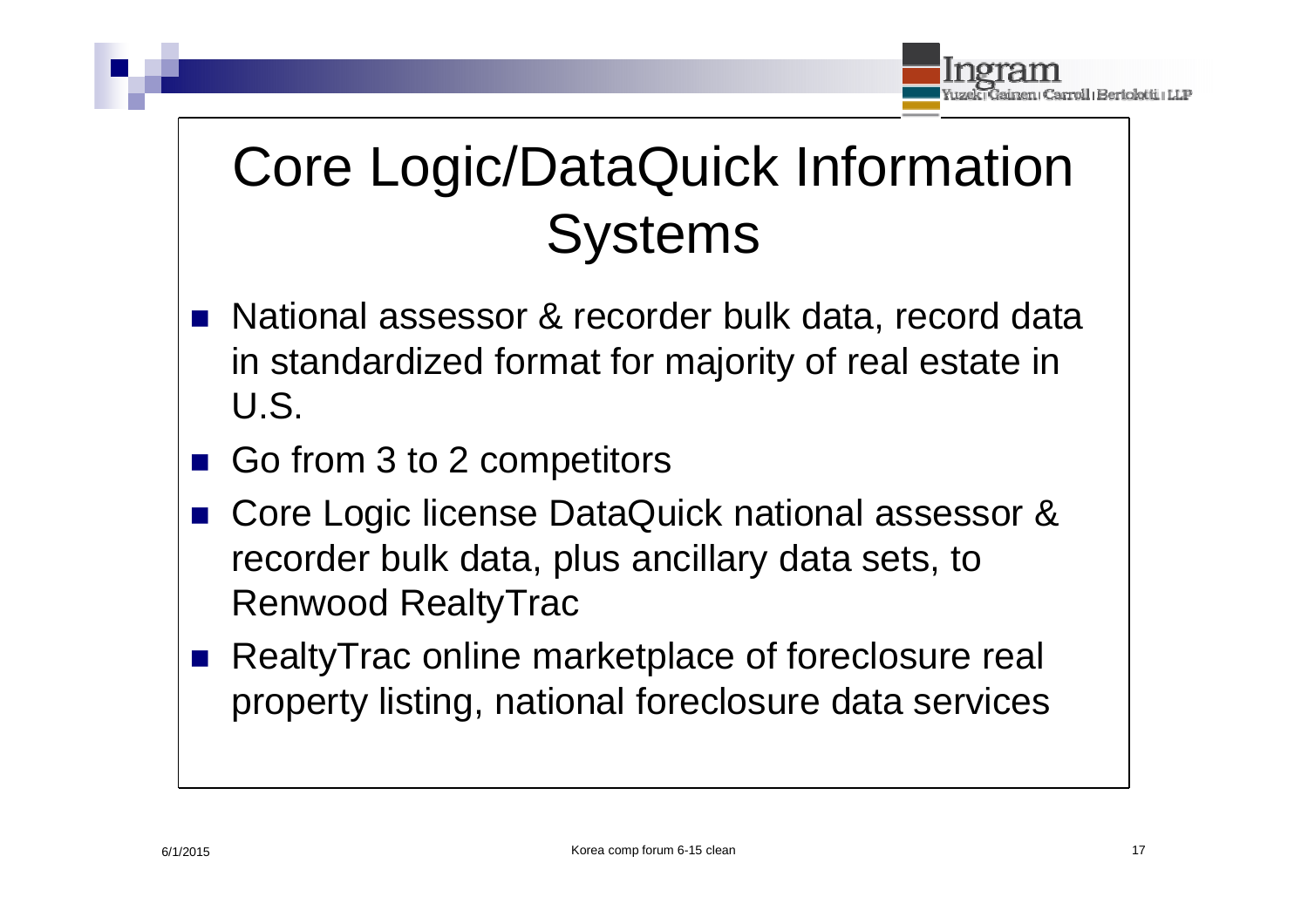# Core Logic/DataQuick Information Systems

- National assessor & recorder bulk data, record data in standardized format for majority of real estate in U.S.
- Go from 3 to 2 competitors
- Core Logic license DataQuick national assessor & recorder bulk data, plus ancillary data sets, to Renwood RealtyTrac
- RealtyTrac online marketplace of foreclosure real property listing, national foreclosure data services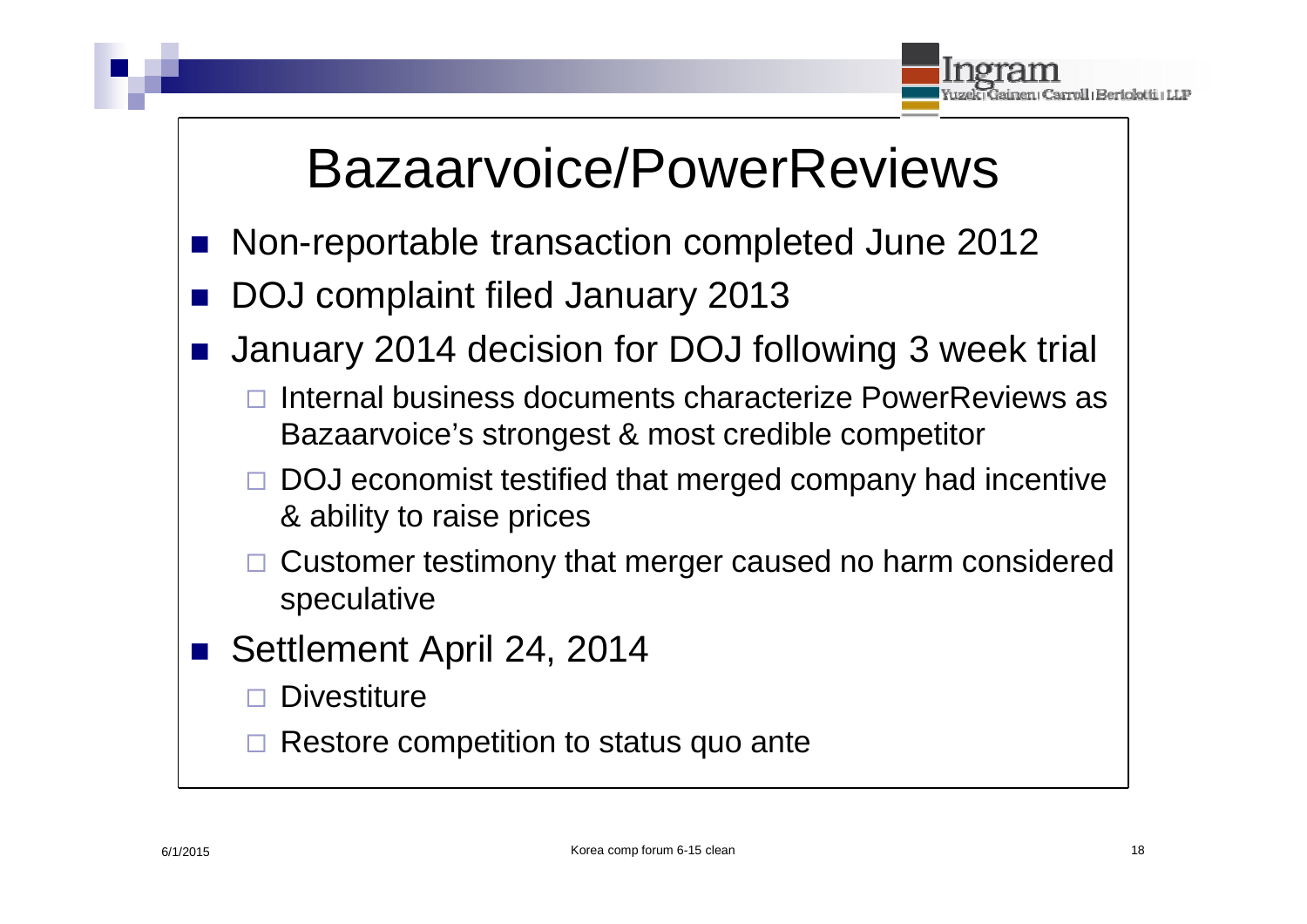# Bazaarvoice/PowerReviews

- Non-reportable transaction completed June 2012
- DOJ complaint filed January 2013
- January 2014 decision for DOJ following 3 week trial
  - Internal business documents characterize PowerReviews as Bazaarvoice's strongest & most credible competitor
  - DOJ economist testified that merged company had incentive & ability to raise prices
  - Customer testimony that merger caused no harm considered speculative
- Settlement April 24, 2014
  - Divestiture
  - Restore competition to status quo ante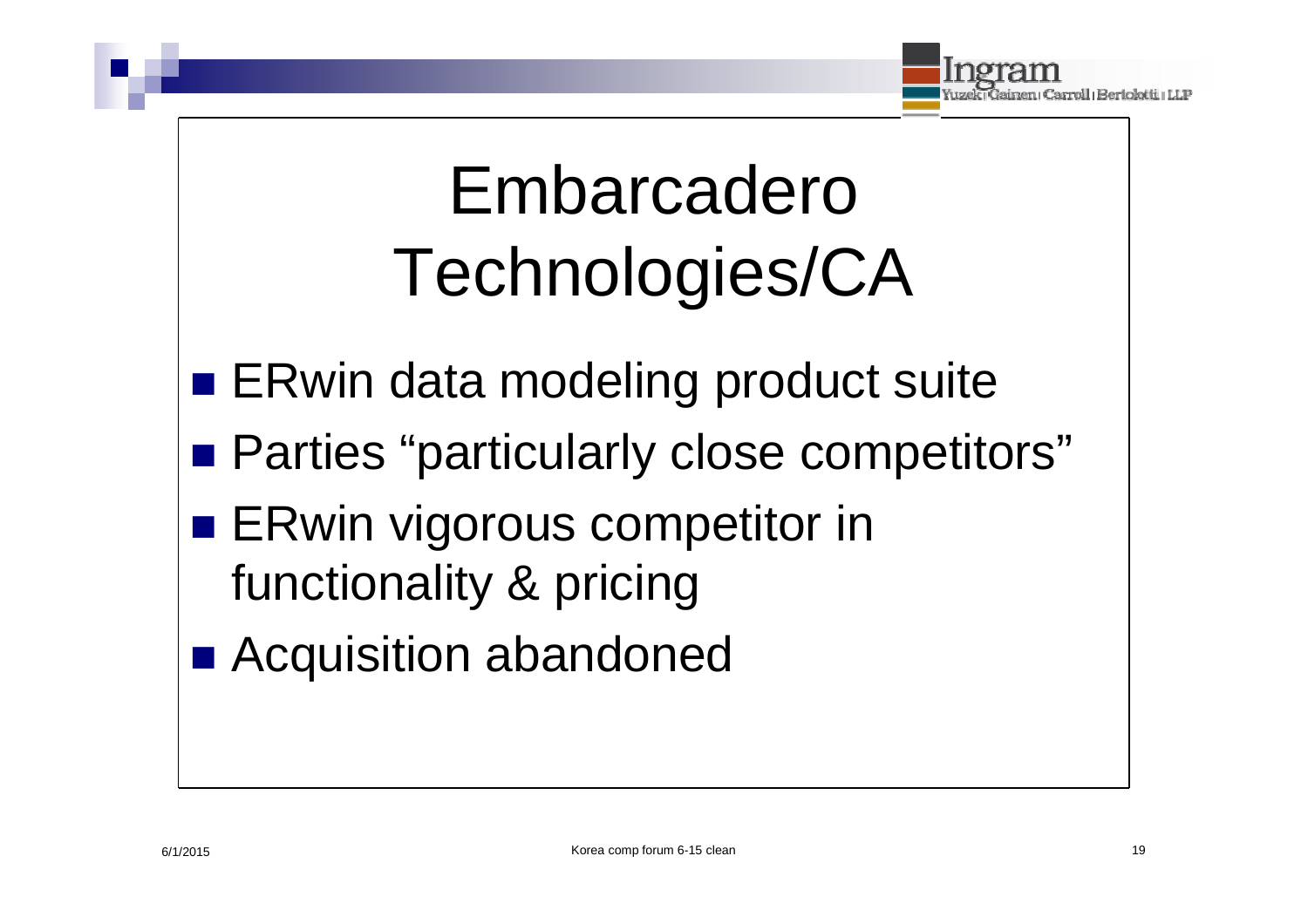# Embarcadero Technologies/CA

- ERwin data modeling product suite
- Parties "particularly close competitors"
- ERwin vigorous competitor in functionality & pricing
- Acquisition abandoned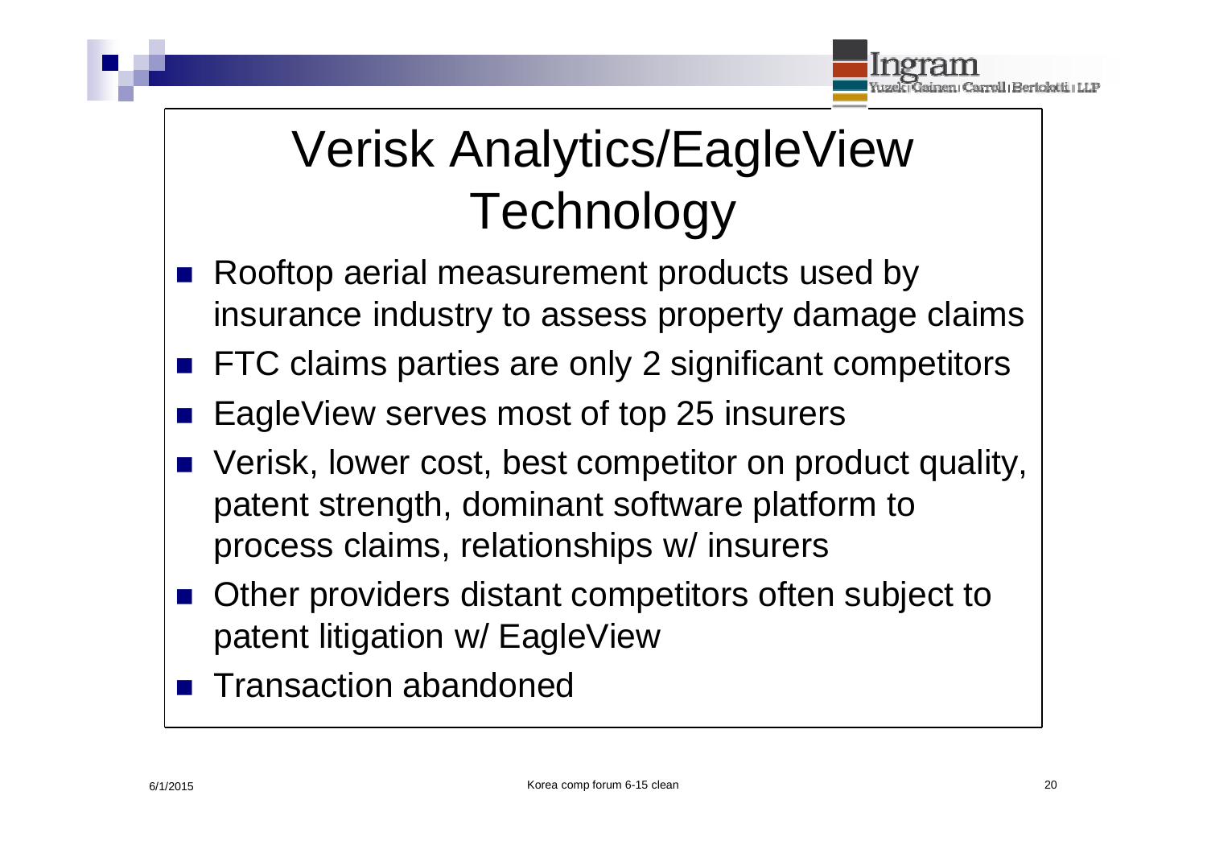# Verisk Analytics/EagleView Technology

- Rooftop aerial measurement products used by insurance industry to assess property damage claims
- FTC claims parties are only 2 significant competitors
- EagleView serves most of top 25 insurers
- Verisk, lower cost, best competitor on product quality, patent strength, dominant software platform to process claims, relationships w/ insurers
- Other providers distant competitors often subject to patent litigation w/ EagleView
- Transaction abandoned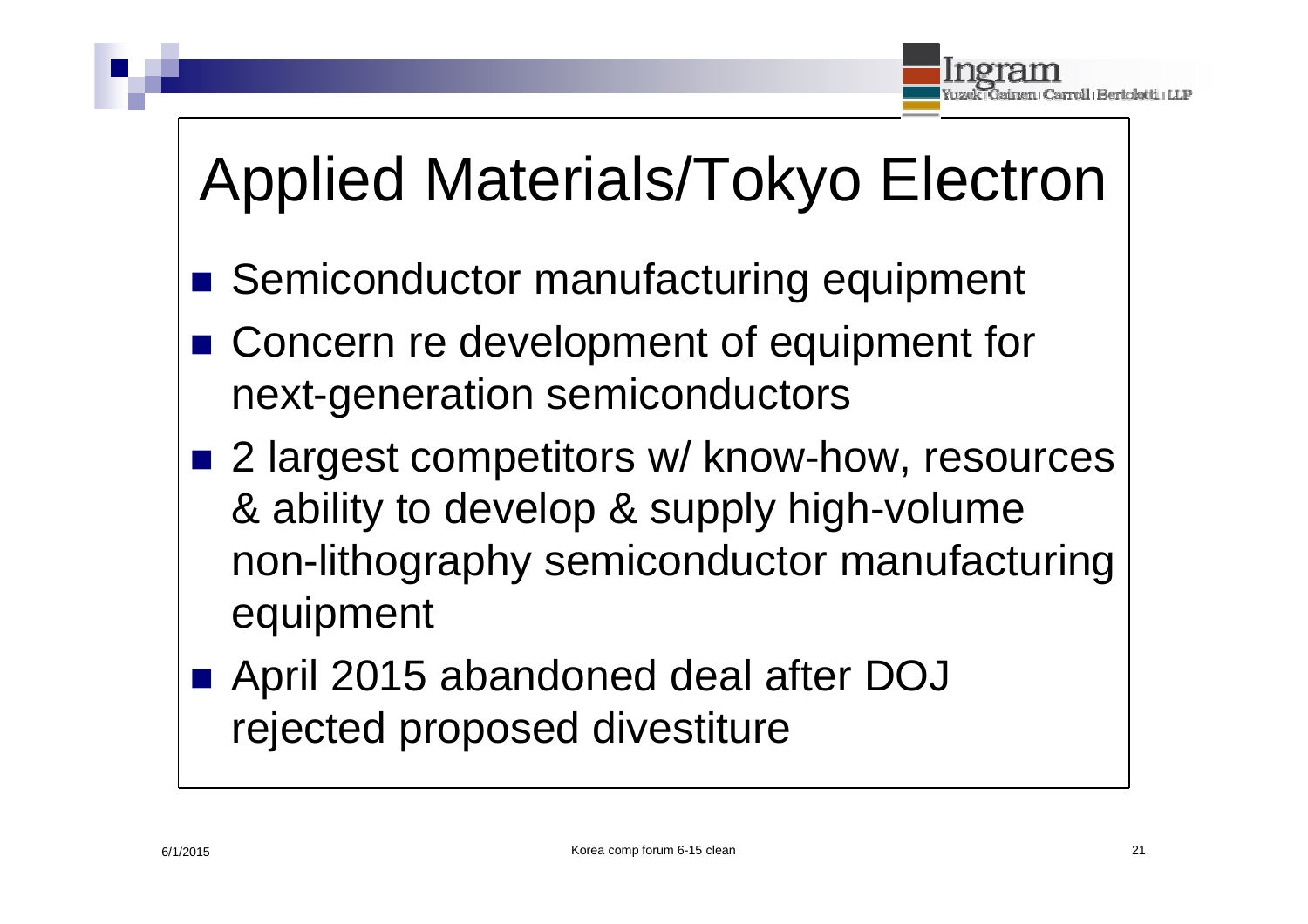# Applied Materials/Tokyo Electron

- Semiconductor manufacturing equipment
- Concern re development of equipment for next-generation semiconductors
- 2 largest competitors w/ know-how, resources & ability to develop & supply high-volume non-lithography semiconductor manufacturing equipment
- April 2015 abandoned deal after DOJ rejected proposed divestiture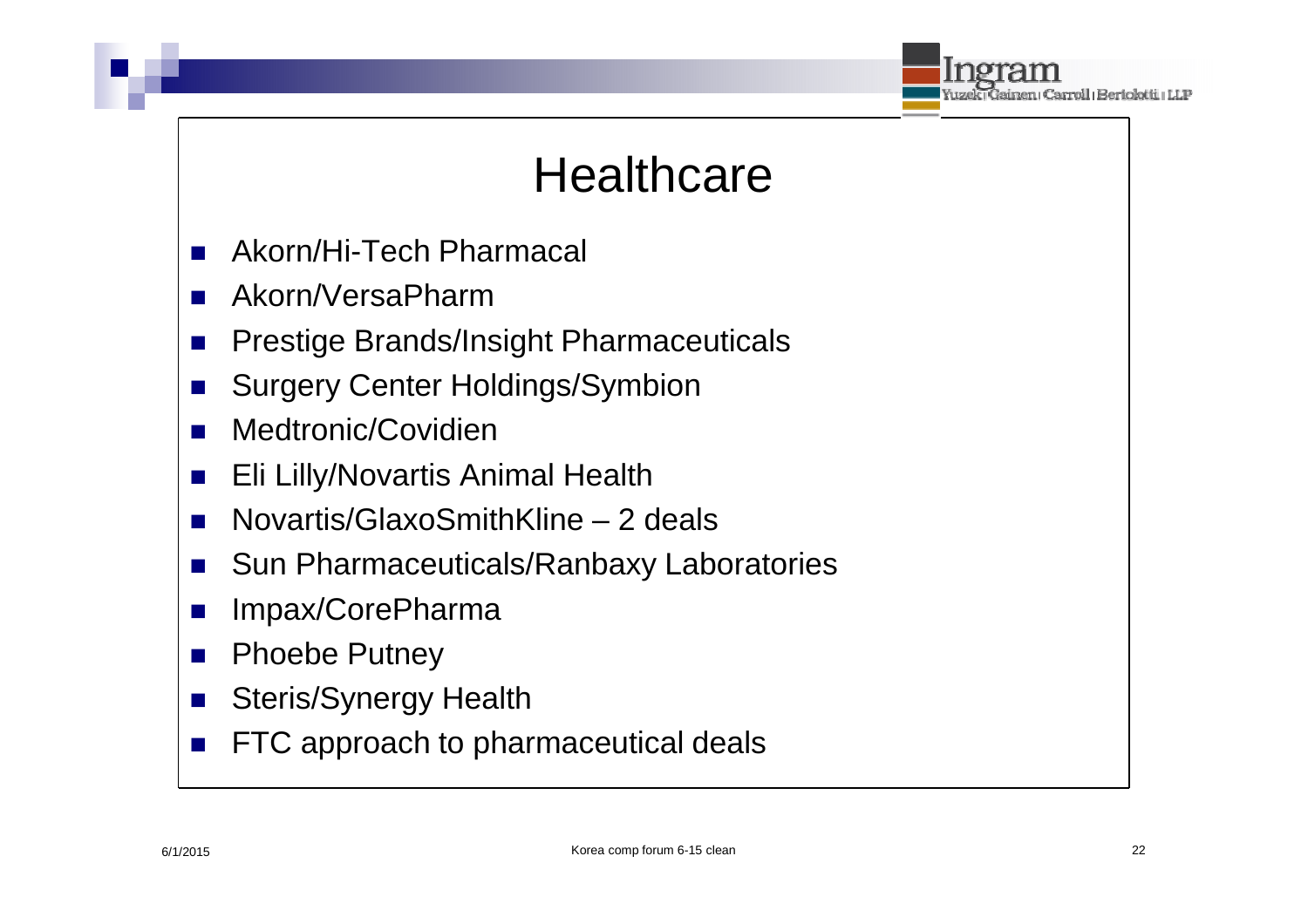# Healthcare

- Akorn/Hi-Tech Pharmacal
- Akorn/VersaPharm
- Prestige Brands/Insight Pharmaceuticals
- Surgery Center Holdings/Symbion
- Medtronic/Covidien
- Eli Lilly/Novartis Animal Health
- Novartis/GlaxoSmithKline – 2 deals
- Sun Pharmaceuticals/Ranbaxy Laboratories
- Impax/CorePharma
- Phoebe Putney
- Steris/Synergy Health
- FTC approach to pharmaceutical deals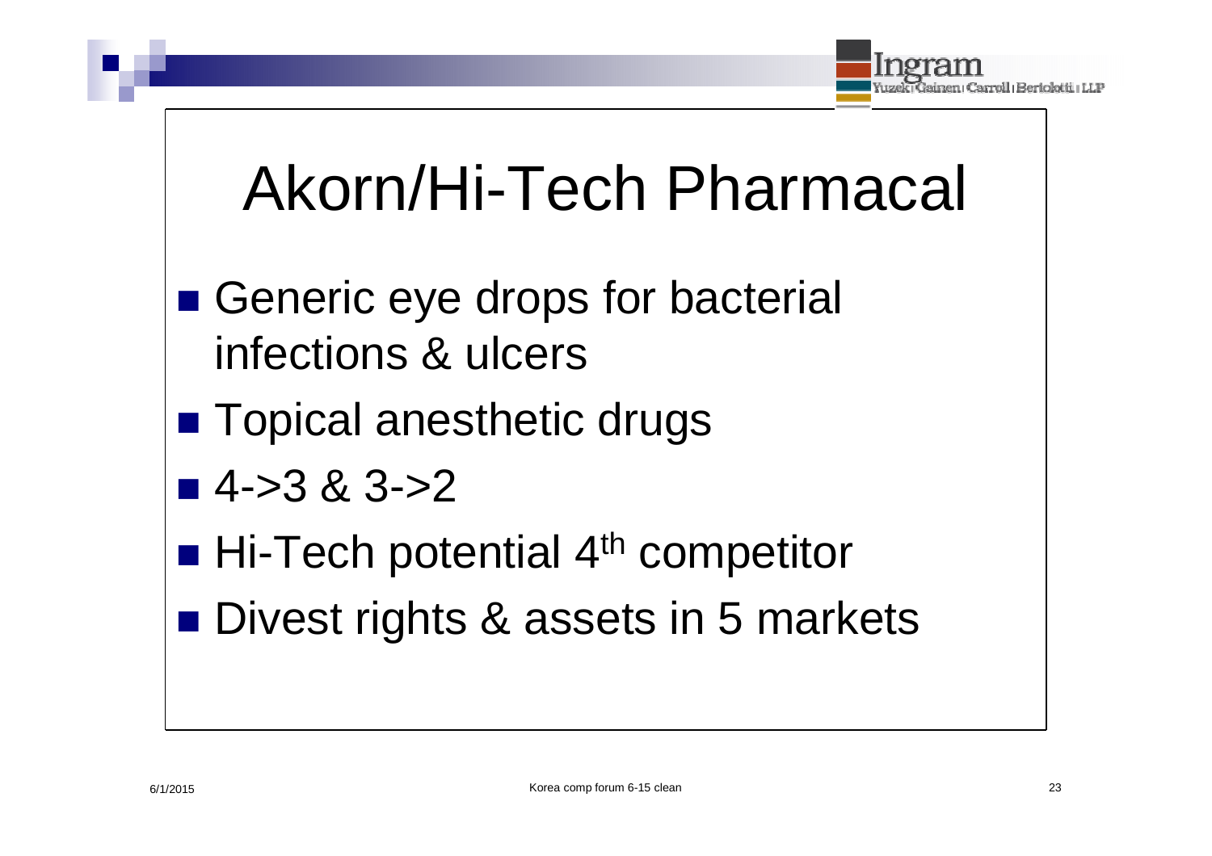# Akorn/Hi-Tech Pharmacal

- Generic eye drops for bacterial infections & ulcers
- Topical anesthetic drugs
- 4->3 & 3->2
- Hi-Tech potential 4th competitor
- Divest rights & assets in 5 markets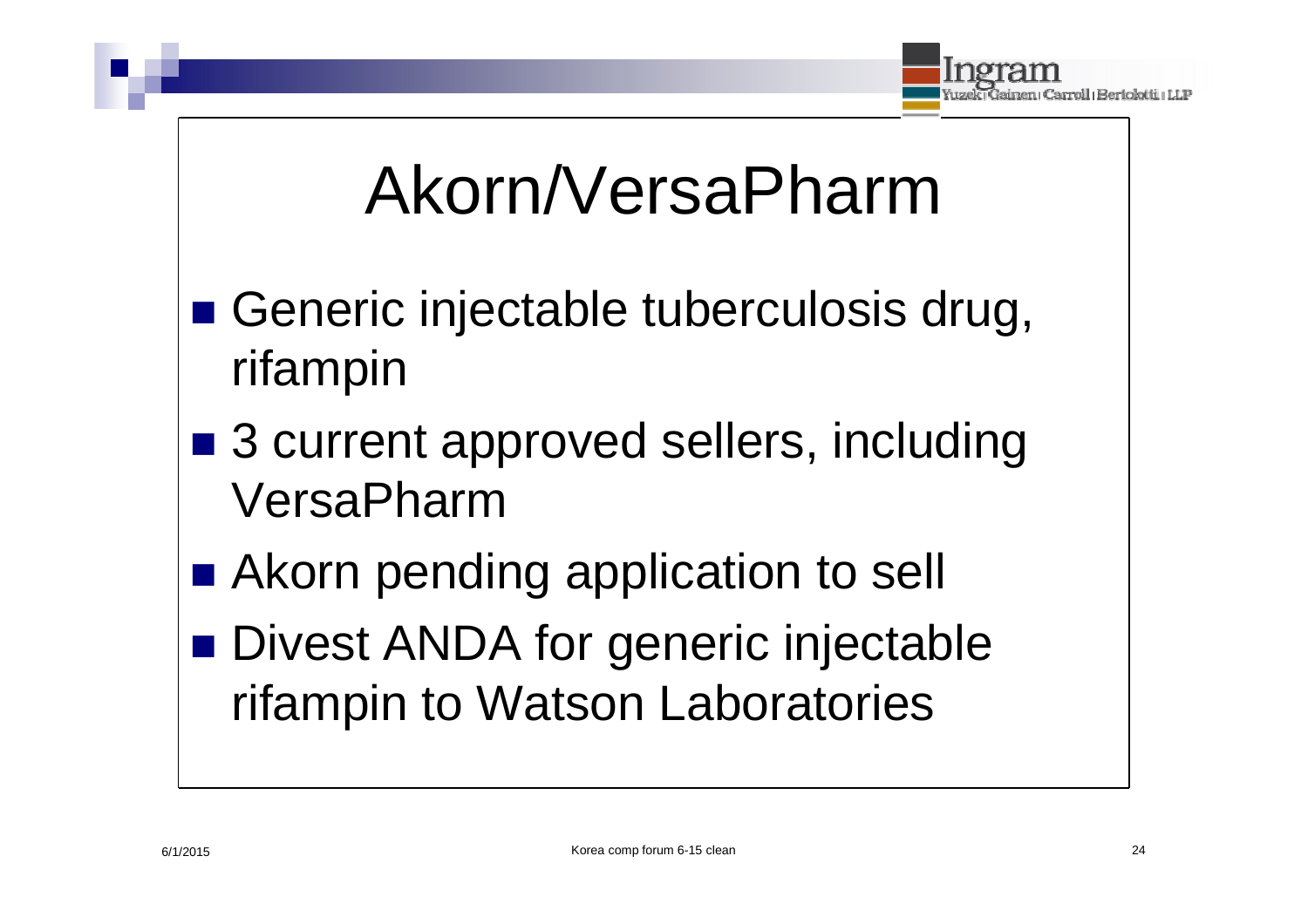# Akorn/VersaPharm

- Generic injectable tuberculosis drug, rifampin
- 3 current approved sellers, including VersaPharm
- Akorn pending application to sell
- Divest ANDA for generic injectable rifampin to Watson Laboratories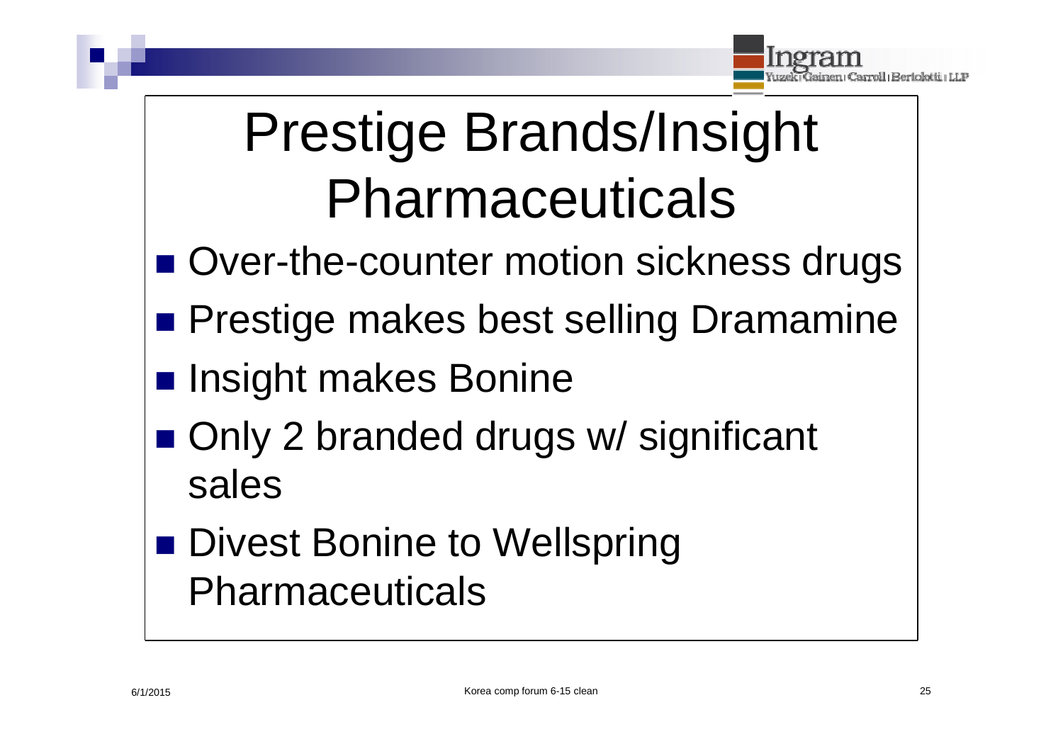# Prestige Brands/Insight Pharmaceuticals

- Over-the-counter motion sickness drugs
- Prestige makes best selling Dramamine
- Insight makes Bonine
- Only 2 branded drugs w/ significant sales
- Divest Bonine to Wellspring Pharmaceuticals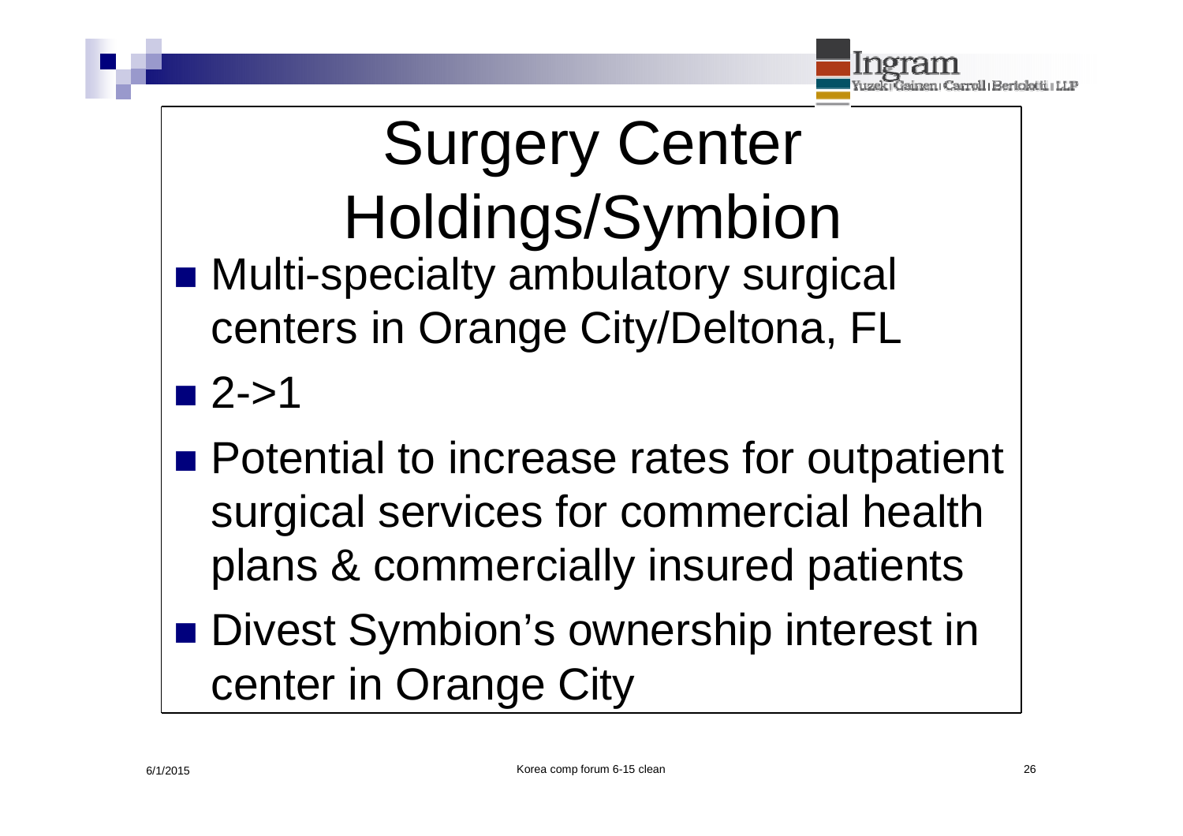# Surgery Center Holdings/Symbion

- Multi-specialty ambulatory surgical centers in Orange City/Deltona, FL
- 2->1
- Potential to increase rates for outpatient surgical services for commercial health plans & commercially insured patients
- Divest Symbion's ownership interest in center in Orange City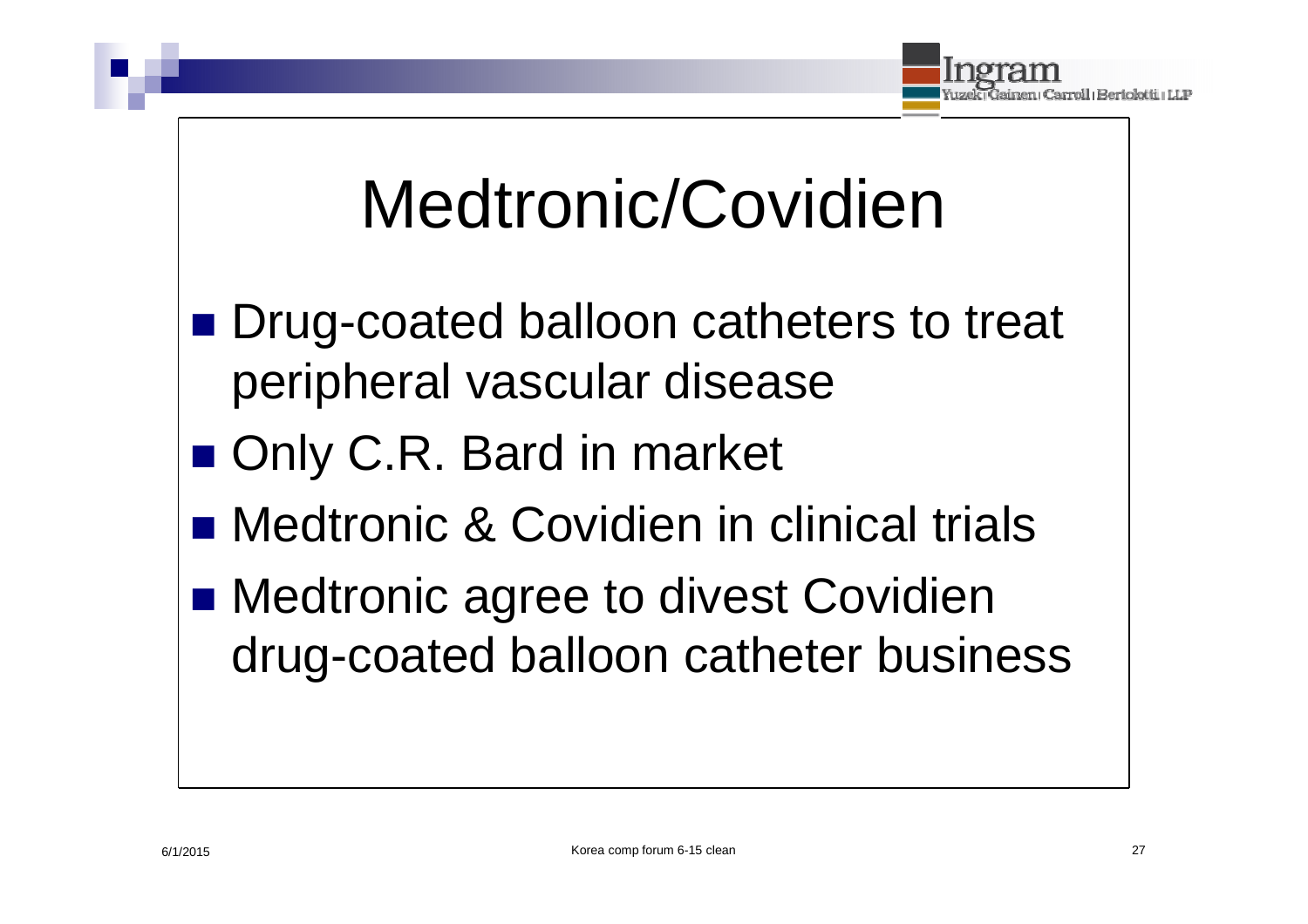# Medtronic/Covidien

- Drug-coated balloon catheters to treat peripheral vascular disease
- Only C.R. Bard in market
- Medtronic & Covidien in clinical trials
- Medtronic agree to divest Covidien drug-coated balloon catheter business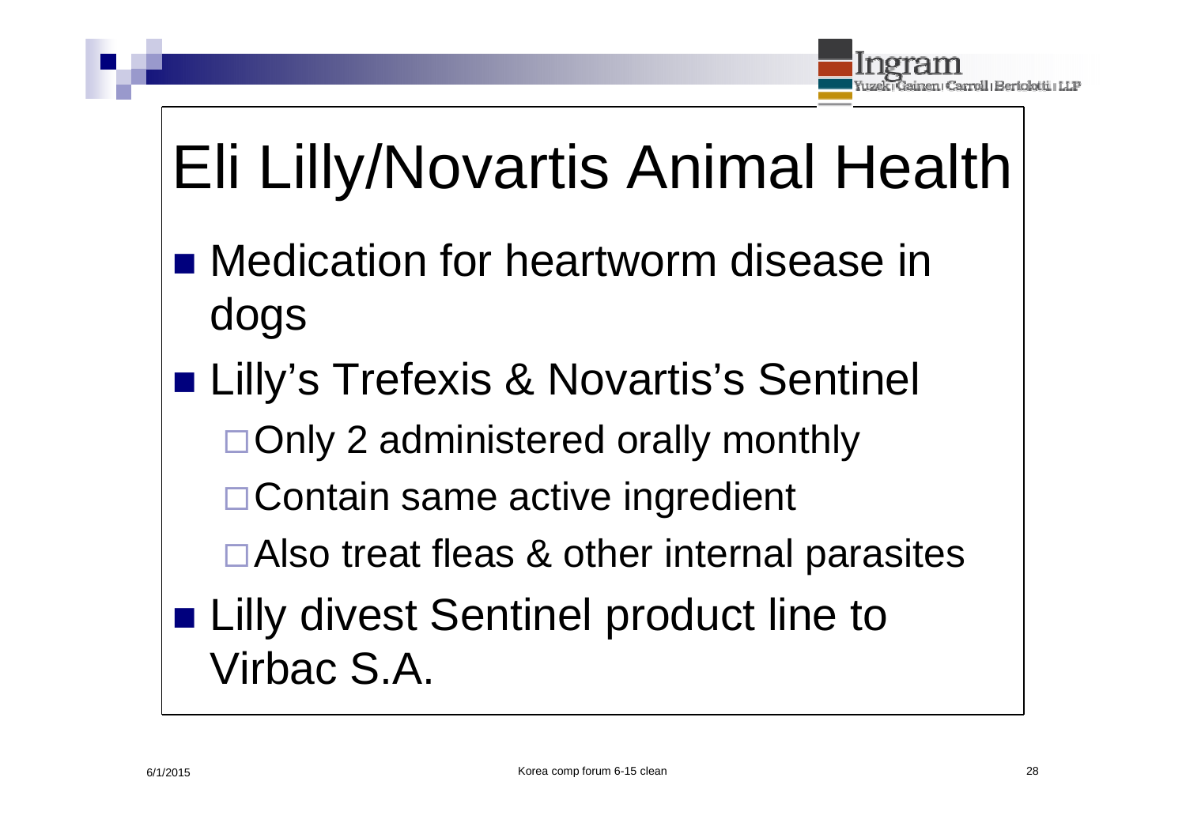# Eli Lilly/Novartis Animal Health

- Medication for heartworm disease in dogs
- Lilly's Trefexis & Novartis's Sentinel
  - Only 2 administered orally monthly
  - Contain same active ingredient
  - Also treat fleas & other internal parasites
- Lilly divest Sentinel product line to Virbac S.A.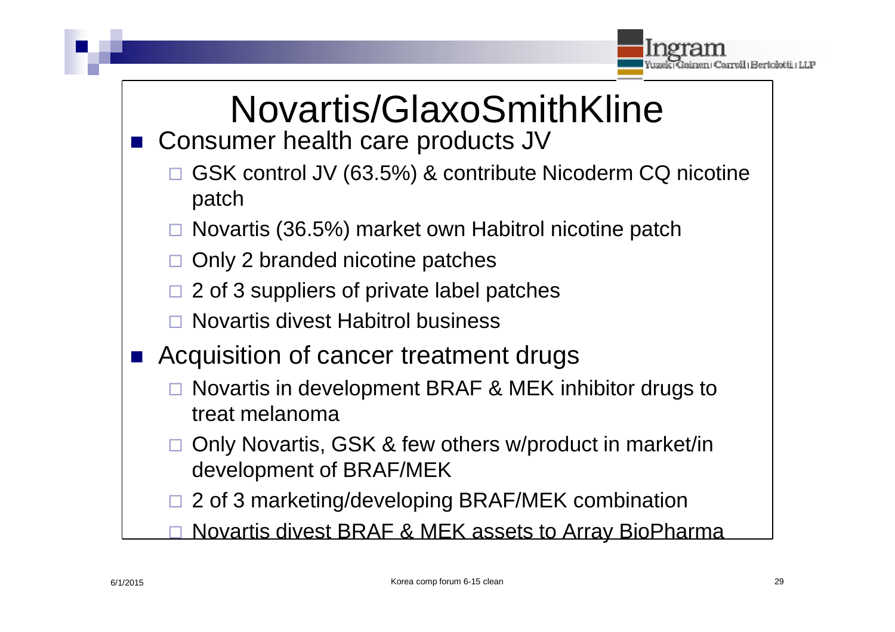# Novartis/GlaxoSmithKline

- Consumer health care products JV
  - GSK control JV (63.5%) & contribute Nicoderm CQ nicotine patch
  - Novartis (36.5%) market own Habitrol nicotine patch
  - Only 2 branded nicotine patches
  - 2 of 3 suppliers of private label patches
  - Novartis divest Habitrol business
- Acquisition of cancer treatment drugs
  - Novartis in development BRAF & MEK inhibitor drugs to treat melanoma
  - Only Novartis, GSK & few others w/product in market/in development of BRAF/MEK
  - 2 of 3 marketing/developing BRAF/MEK combination
  - Novartis divest BRAF & MEK assets to Array BioPharma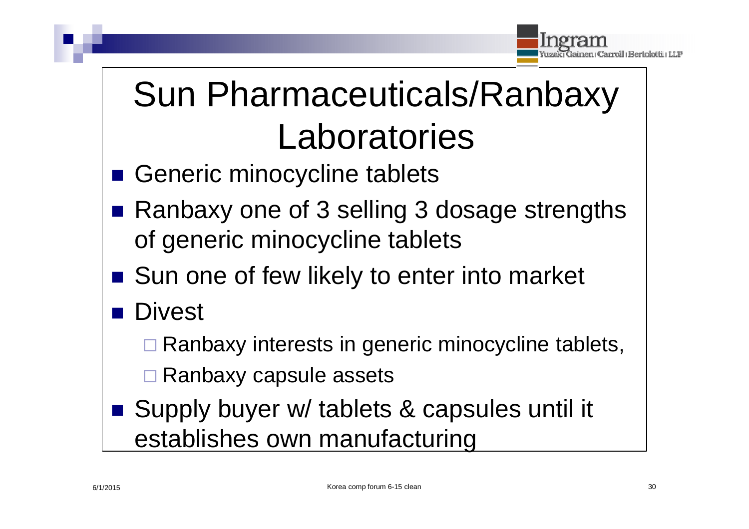# Sun Pharmaceuticals/Ranbaxy Laboratories

- Generic minocycline tablets
- Ranbaxy one of 3 selling 3 dosage strengths of generic minocycline tablets
- Sun one of few likely to enter into market
- Divest
  - Ranbaxy interests in generic minocycline tablets,
  - Ranbaxy capsule assets
- Supply buyer w/ tablets & capsules until it establishes own manufacturing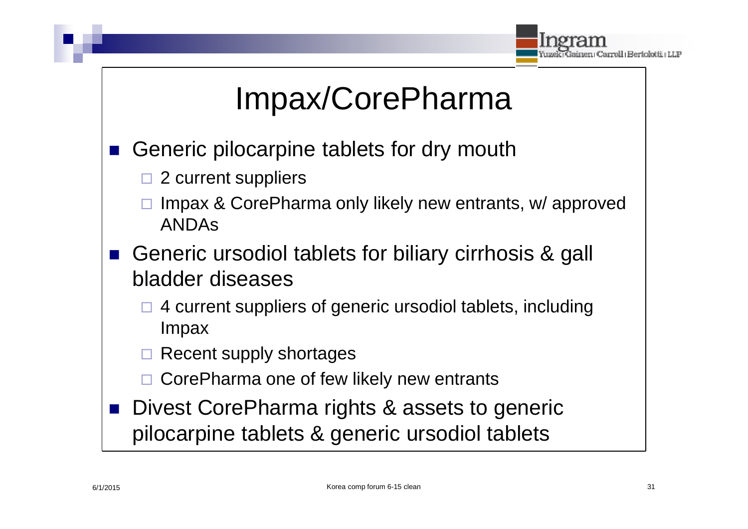# Impax/CorePharma

- Generic pilocarpine tablets for dry mouth
  - 2 current suppliers
  - Impax & CorePharma only likely new entrants, w/ approved ANDAs
- Generic ursodiol tablets for biliary cirrhosis & gall bladder diseases
  - 4 current suppliers of generic ursodiol tablets, including Impax
  - Recent supply shortages
  - CorePharma one of few likely new entrants
- Divest CorePharma rights & assets to generic pilocarpine tablets & generic ursodiol tablets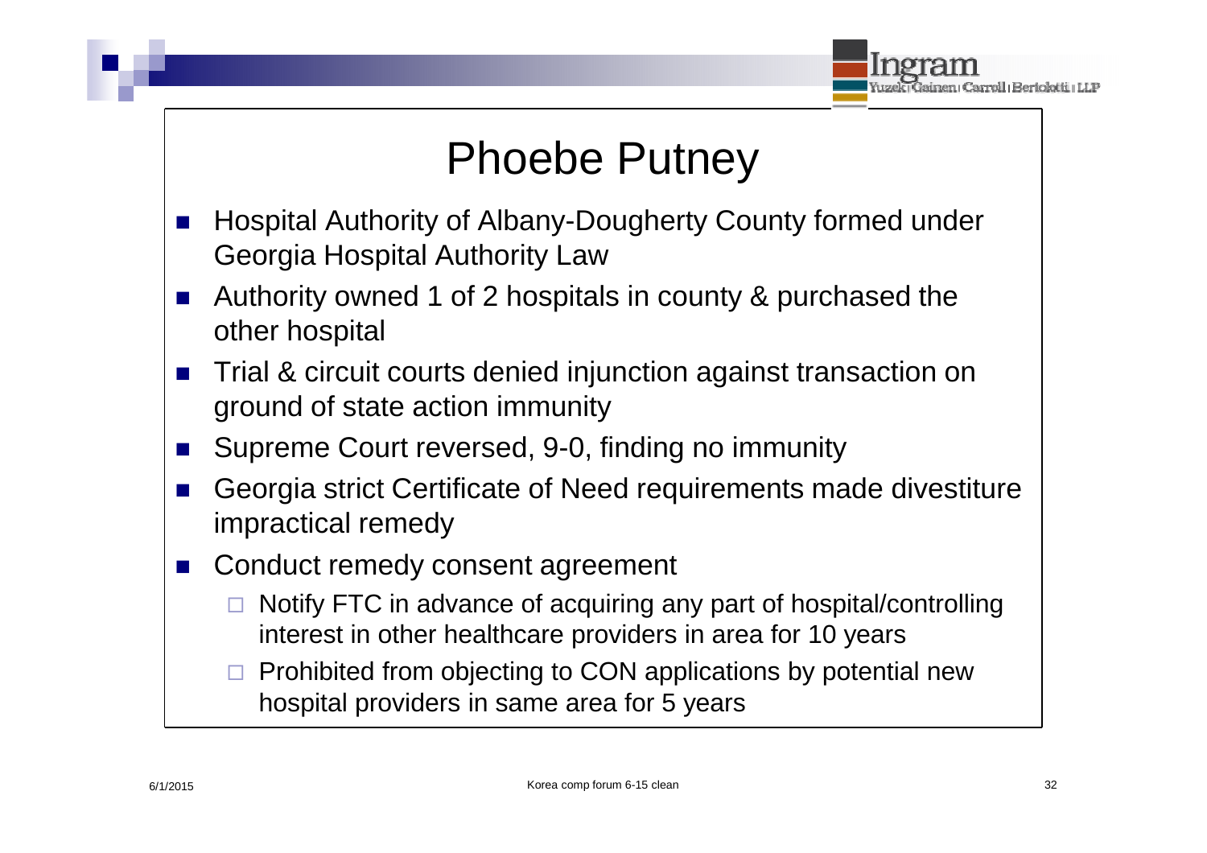# Phoebe Putney

- Hospital Authority of Albany-Dougherty County formed under Georgia Hospital Authority Law
- Authority owned 1 of 2 hospitals in county & purchased the other hospital
- Trial & circuit courts denied injunction against transaction on ground of state action immunity
- Supreme Court reversed, 9-0, finding no immunity
- Georgia strict Certificate of Need requirements made divestiture impractical remedy
- Conduct remedy consent agreement
  - Notify FTC in advance of acquiring any part of hospital/controlling interest in other healthcare providers in area for 10 years
  - Prohibited from objecting to CON applications by potential new hospital providers in same area for 5 years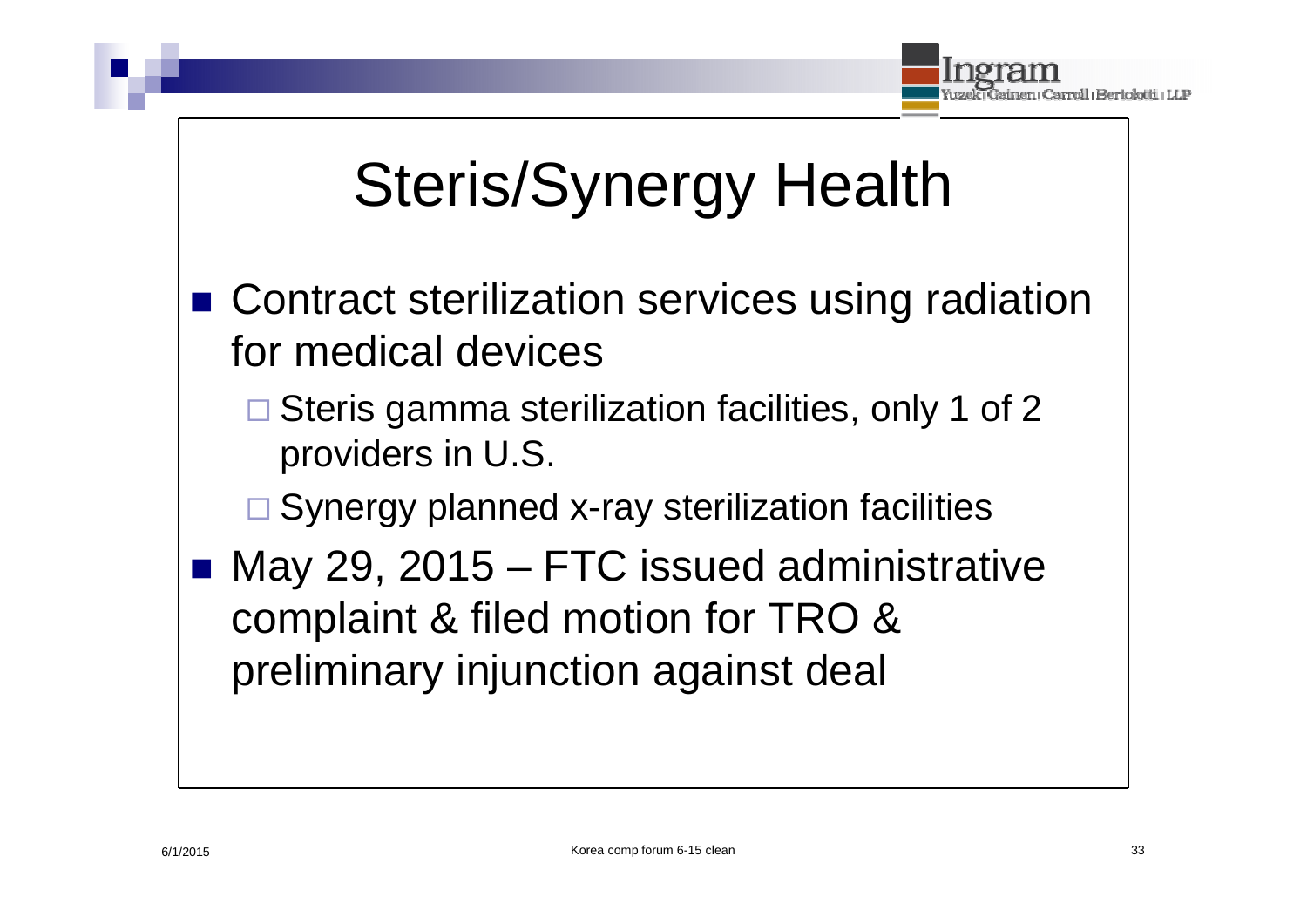# Steris/Synergy Health

- Contract sterilization services using radiation for medical devices
  - Steris gamma sterilization facilities, only 1 of 2 providers in U.S.
  - Synergy planned x-ray sterilization facilities
- May 29, 2015 – FTC issued administrative complaint & filed motion for TRO & preliminary injunction against deal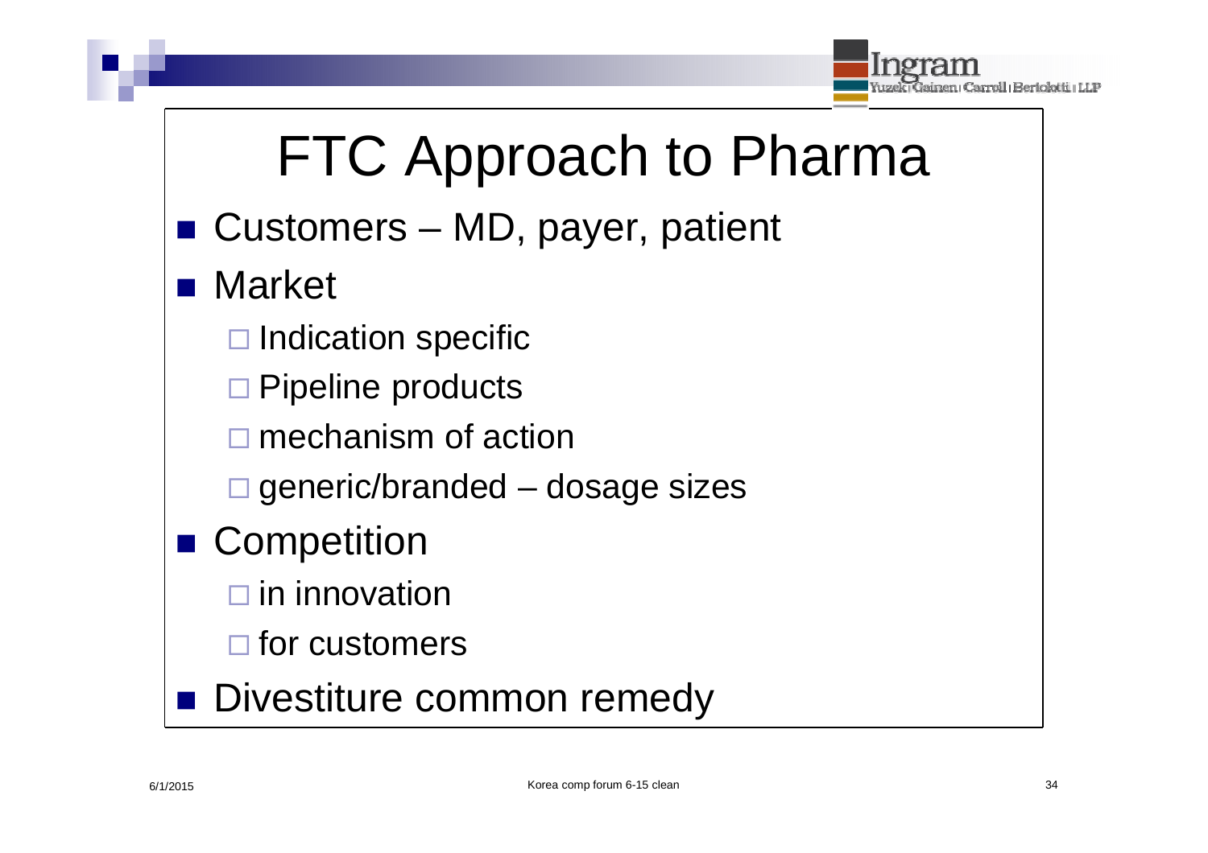# FTC Approach to Pharma

- Customers – MD, payer, patient
- Market
  - Indication specific
  - Pipeline products
  - mechanism of action
  - generic/branded – dosage sizes
- Competition
  - in innovation
  - for customers
- Divestiture common remedy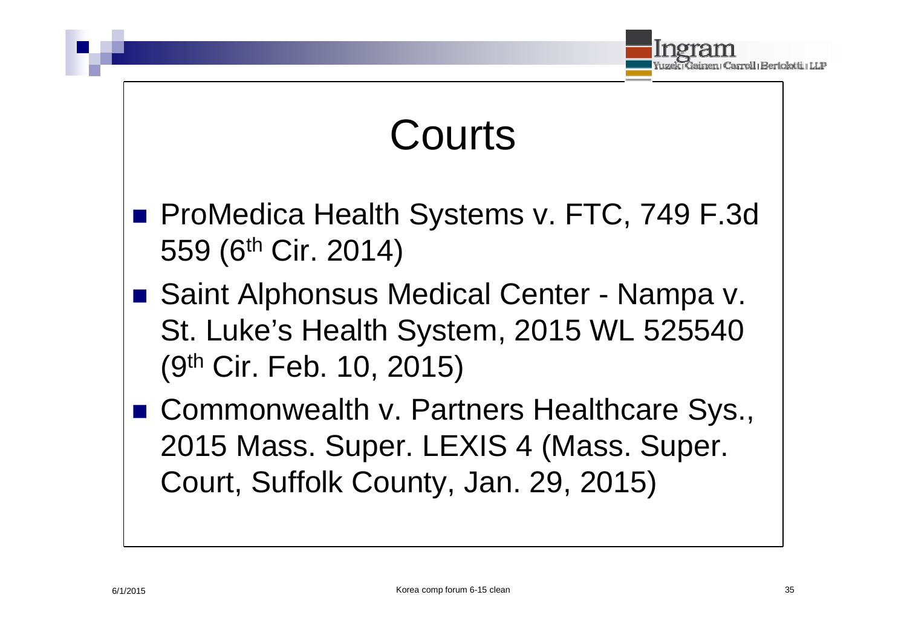# Courts

- ProMedica Health Systems v. FTC, 749 F.3d 559 (6th Cir. 2014)
- Saint Alphonsus Medical Center - Nampa v. St. Luke's Health System, 2015 WL 525540 (9th Cir. Feb. 10, 2015)
- Commonwealth v. Partners Healthcare Sys., 2015 Mass. Super. LEXIS 4 (Mass. Super. Court, Suffolk County, Jan. 29, 2015)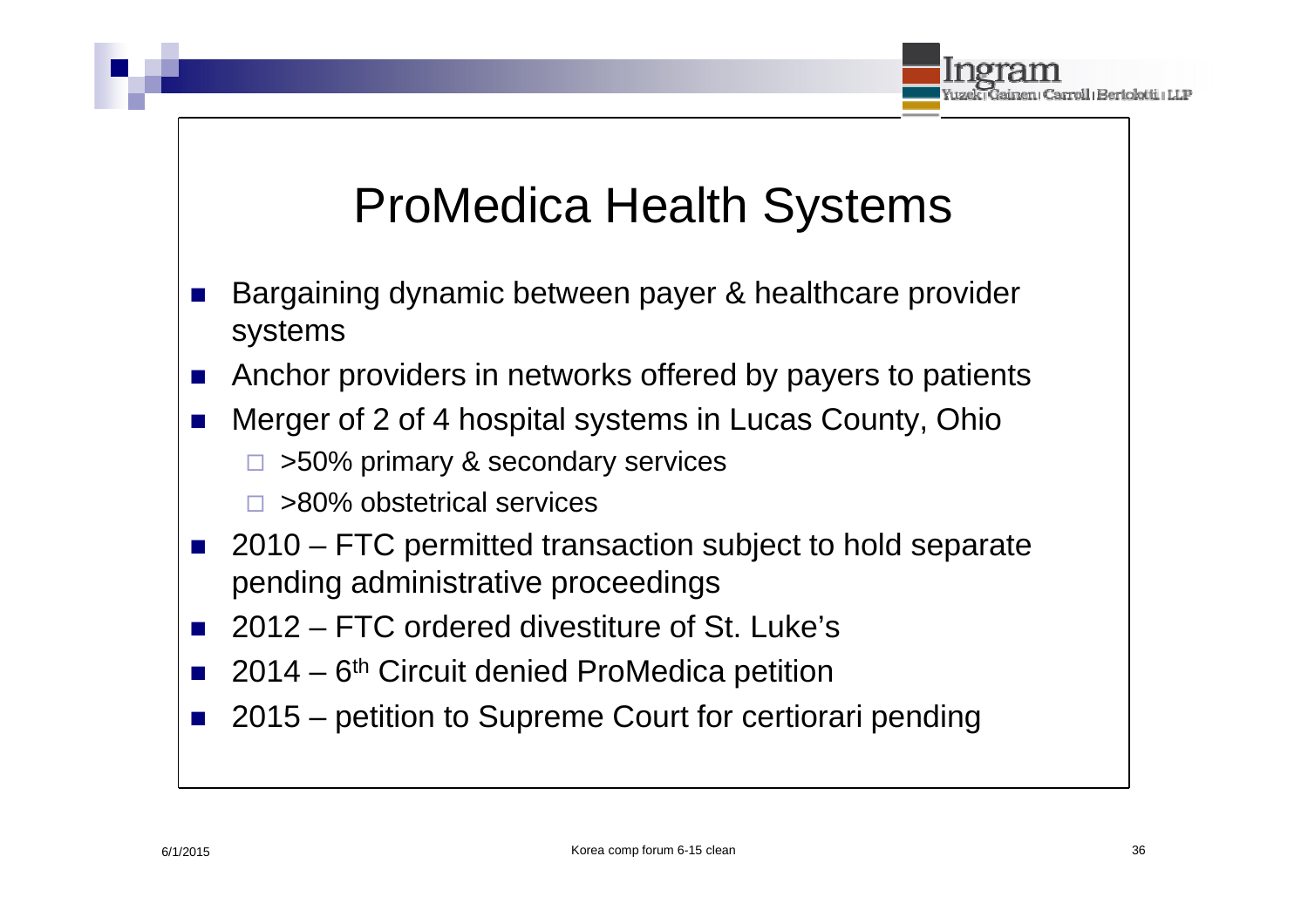# ProMedica Health Systems

- Bargaining dynamic between payer & healthcare provider systems
- Anchor providers in networks offered by payers to patients
- Merger of 2 of 4 hospital systems in Lucas County, Ohio
  - >50% primary & secondary services
  - >80% obstetrical services
- 2010 – FTC permitted transaction subject to hold separate pending administrative proceedings
- 2012 – FTC ordered divestiture of St. Luke's
- 2014 – 6th Circuit denied ProMedica petition
- 2015 – petition to Supreme Court for certiorari pending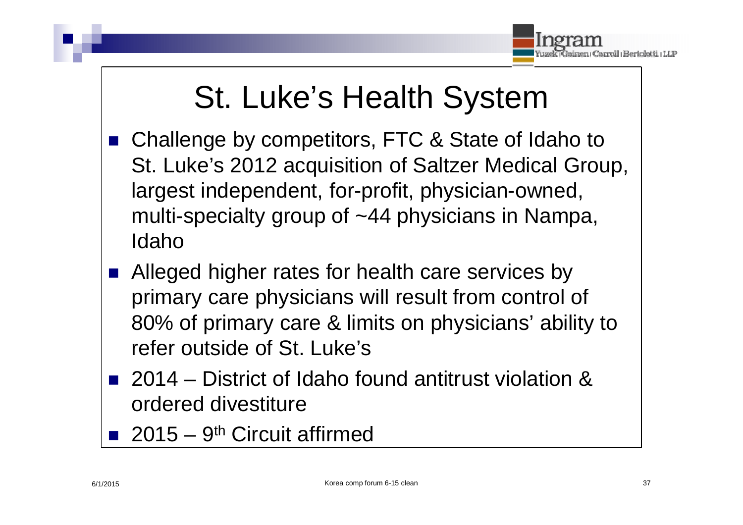# St. Luke's Health System

- Challenge by competitors, FTC & State of Idaho to St. Luke's 2012 acquisition of Saltzer Medical Group, largest independent, for-profit, physician-owned, multi-specialty group of ~44 physicians in Nampa, Idaho
- Alleged higher rates for health care services by primary care physicians will result from control of 80% of primary care & limits on physicians' ability to refer outside of St. Luke's
- 2014 – District of Idaho found antitrust violation & ordered divestiture
- 2015 – 9th Circuit affirmed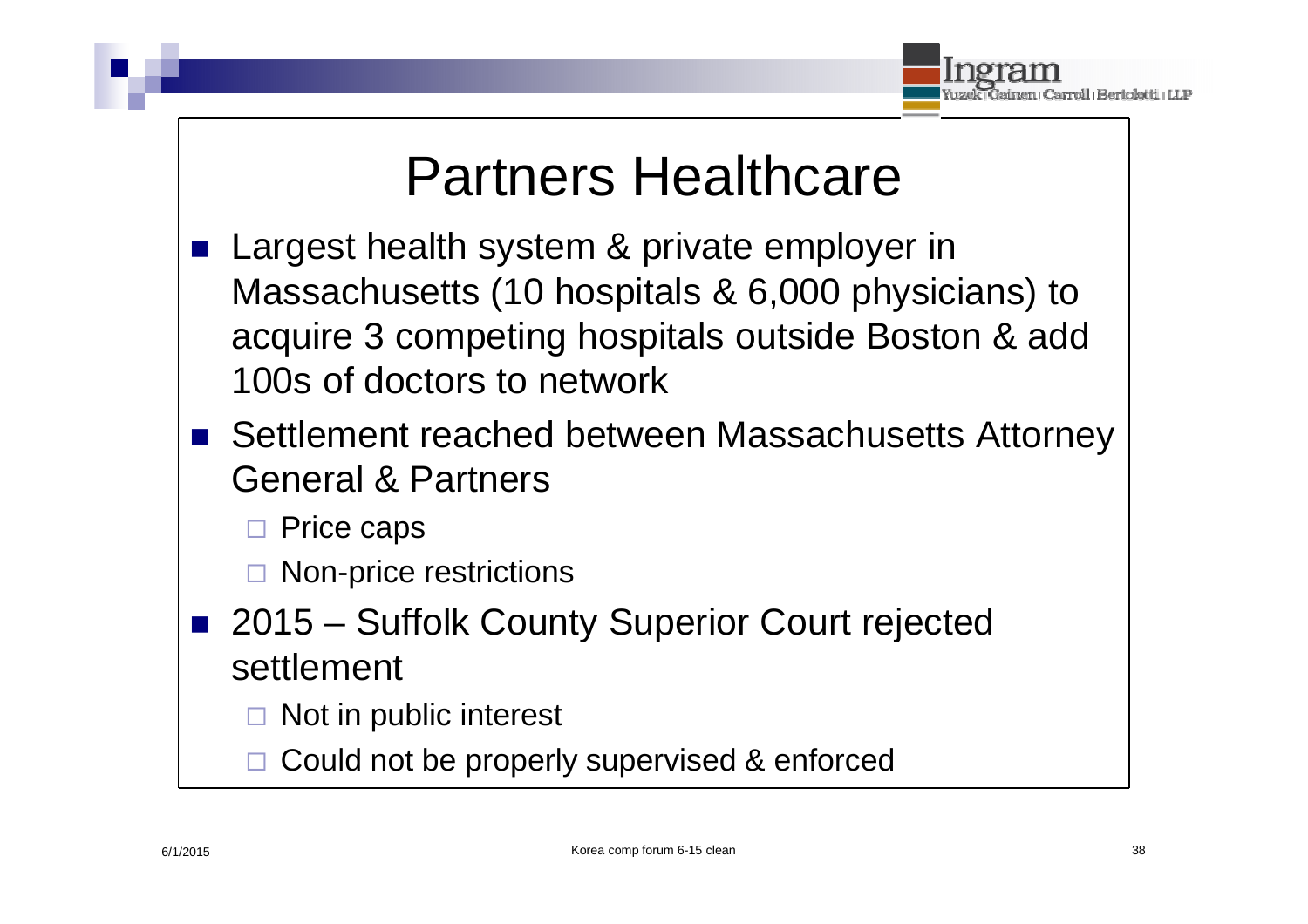# Partners Healthcare

- Largest health system & private employer in Massachusetts (10 hospitals & 6,000 physicians) to acquire 3 competing hospitals outside Boston & add 100s of doctors to network
- Settlement reached between Massachusetts Attorney General & Partners
  - Price caps
  - Non-price restrictions
- 2015 – Suffolk County Superior Court rejected settlement
  - Not in public interest
  - Could not be properly supervised & enforced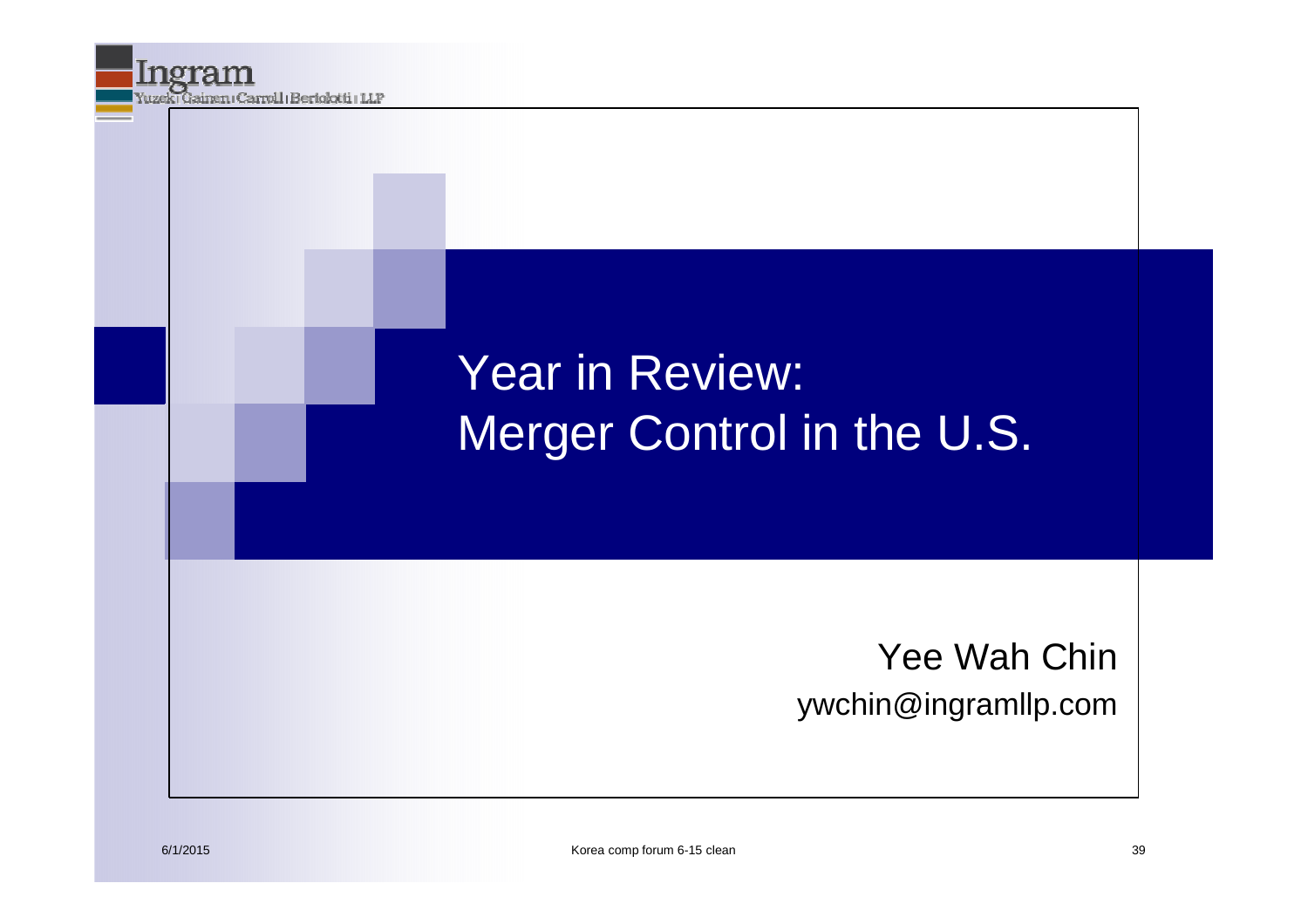Ingram

Yuzek | Gainen | Carroll | Bertolotti | LLP

# Year in Review: Merger Control in the U.S.

Yee Wah Chin

ywchin@ingramllp.com